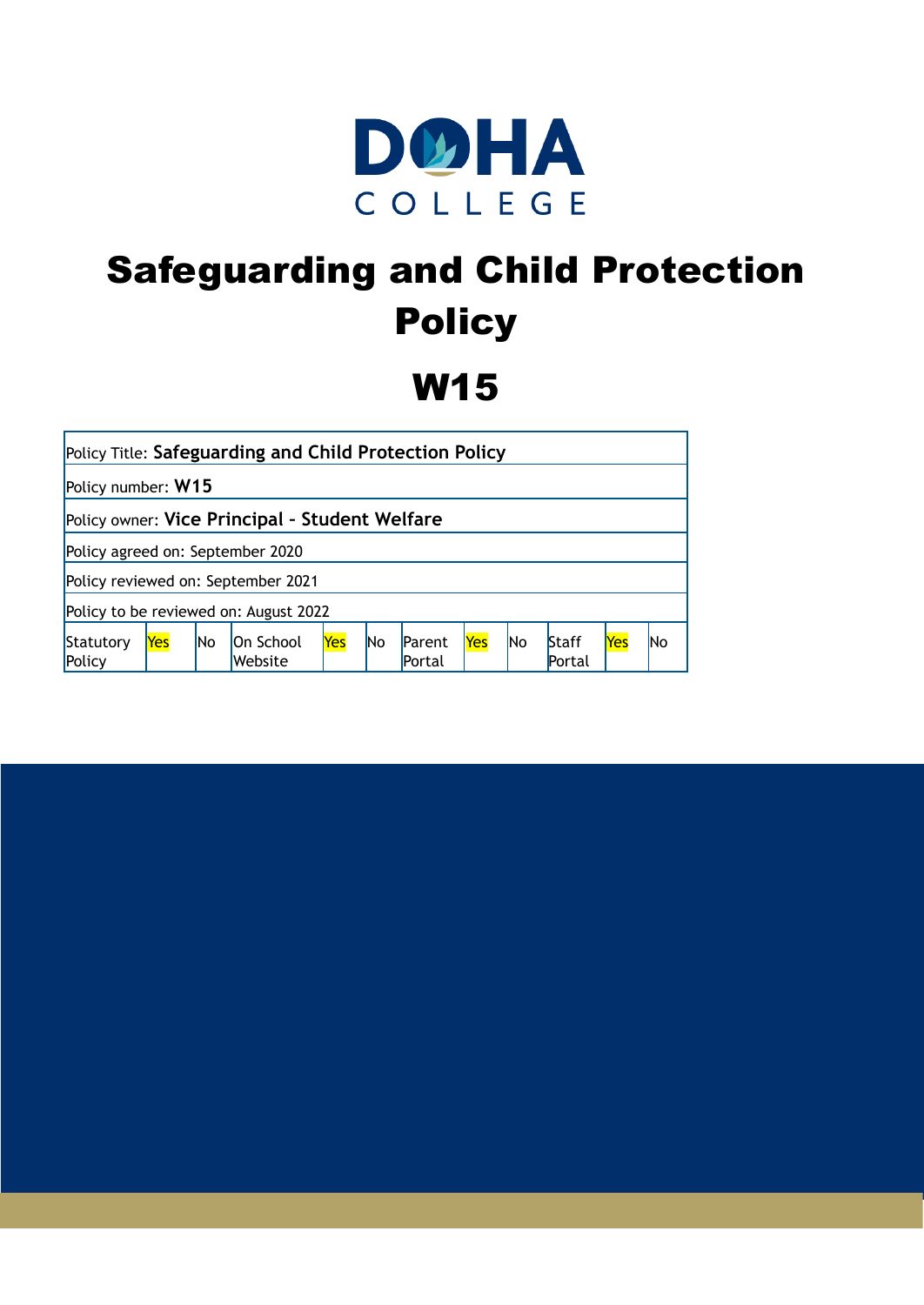DOHA COLLEGE

# Safeguarding and Child Protection Policy

# W15

| Policy Title: **Safeguarding and Child Protection Policy** | | | | | | | | | | | |
|---|---|---|---|---|---|---|---|---|---|---|---|
| Policy number: **W15** | | | | | | | | | | | |
| Policy owner: **Vice Principal - Student Welfare** | | | | | | | | | | | |
| Policy agreed on: September 2020 | | | | | | | | | | | |
| Policy reviewed on: September 2021 | | | | | | | | | | | |
| Policy to be reviewed on: August 2022 | | | | | | | | | | | |
| Statutory Policy | Yes | No | On School Website | Yes | No | Parent Portal | Yes | No | Staff Portal | Yes | No |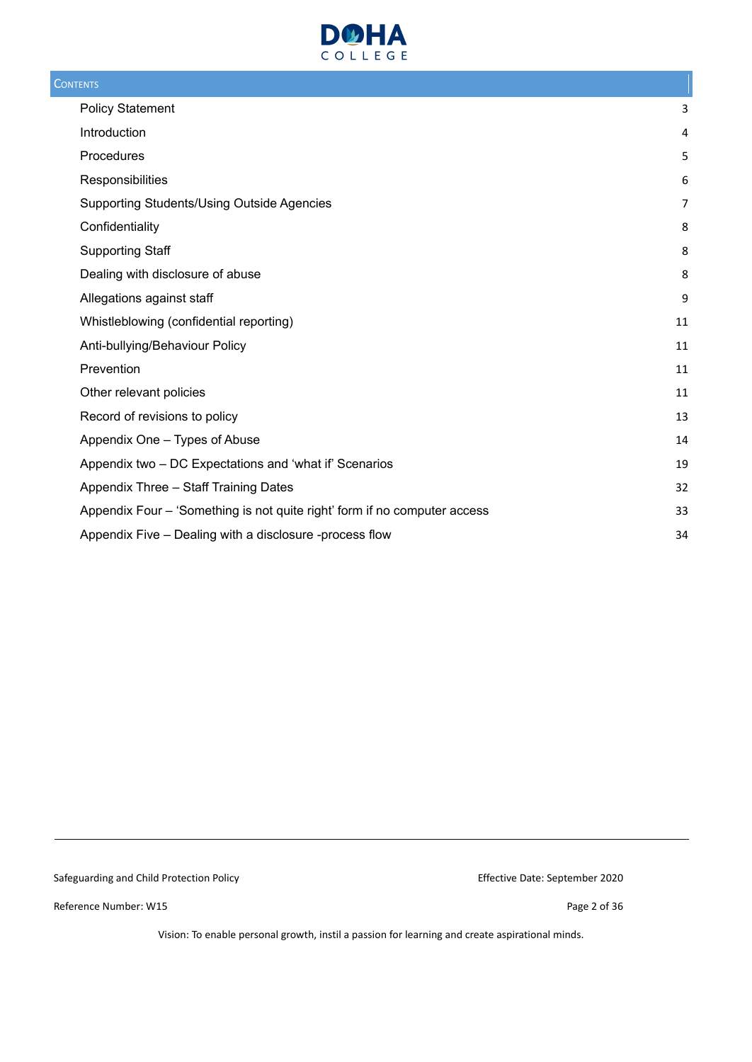## Contents

| | |
|---|---|
| Policy Statement | 3 |
| Introduction | 4 |
| Procedures | 5 |
| Responsibilities | 6 |
| Supporting Students/Using Outside Agencies | 7 |
| Confidentiality | 8 |
| Supporting Staff | 8 |
| Dealing with disclosure of abuse | 8 |
| Allegations against staff | 9 |
| Whistleblowing (confidential reporting) | 11 |
| Anti-bullying/Behaviour Policy | 11 |
| Prevention | 11 |
| Other relevant policies | 11 |
| Record of revisions to policy | 13 |
| Appendix One – Types of Abuse | 14 |
| Appendix two – DC Expectations and 'what if' Scenarios | 19 |
| Appendix Three – Staff Training Dates | 32 |
| Appendix Four – 'Something is not quite right' form if no computer access | 33 |
| Appendix Five – Dealing with a disclosure -process flow | 34 |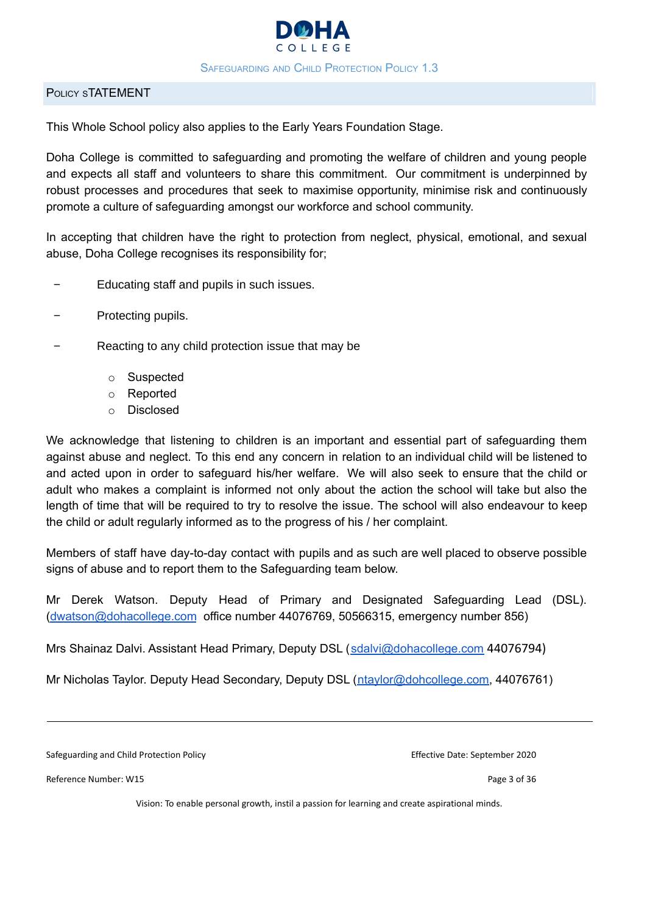## Policy sTATEMENT

This Whole School policy also applies to the Early Years Foundation Stage.

Doha College is committed to safeguarding and promoting the welfare of children and young people and expects all staff and volunteers to share this commitment. Our commitment is underpinned by robust processes and procedures that seek to maximise opportunity, minimise risk and continuously promote a culture of safeguarding amongst our workforce and school community.

In accepting that children have the right to protection from neglect, physical, emotional, and sexual abuse, Doha College recognises its responsibility for;

- Educating staff and pupils in such issues.
- Protecting pupils.
- Reacting to any child protection issue that may be
  - Suspected
  - Reported
  - Disclosed

We acknowledge that listening to children is an important and essential part of safeguarding them against abuse and neglect. To this end any concern in relation to an individual child will be listened to and acted upon in order to safeguard his/her welfare. We will also seek to ensure that the child or adult who makes a complaint is informed not only about the action the school will take but also the length of time that will be required to try to resolve the issue. The school will also endeavour to keep the child or adult regularly informed as to the progress of his / her complaint.

Members of staff have day-to-day contact with pupils and as such are well placed to observe possible signs of abuse and to report them to the Safeguarding team below.

Mr Derek Watson. Deputy Head of Primary and Designated Safeguarding Lead (DSL). (dwatson@dohacollege.com office number 44076769, 50566315, emergency number 856)

Mrs Shainaz Dalvi. Assistant Head Primary, Deputy DSL (sdalvi@dohacollege.com 44076794)

Mr Nicholas Taylor. Deputy Head Secondary, Deputy DSL (ntaylor@dohcollege.com, 44076761)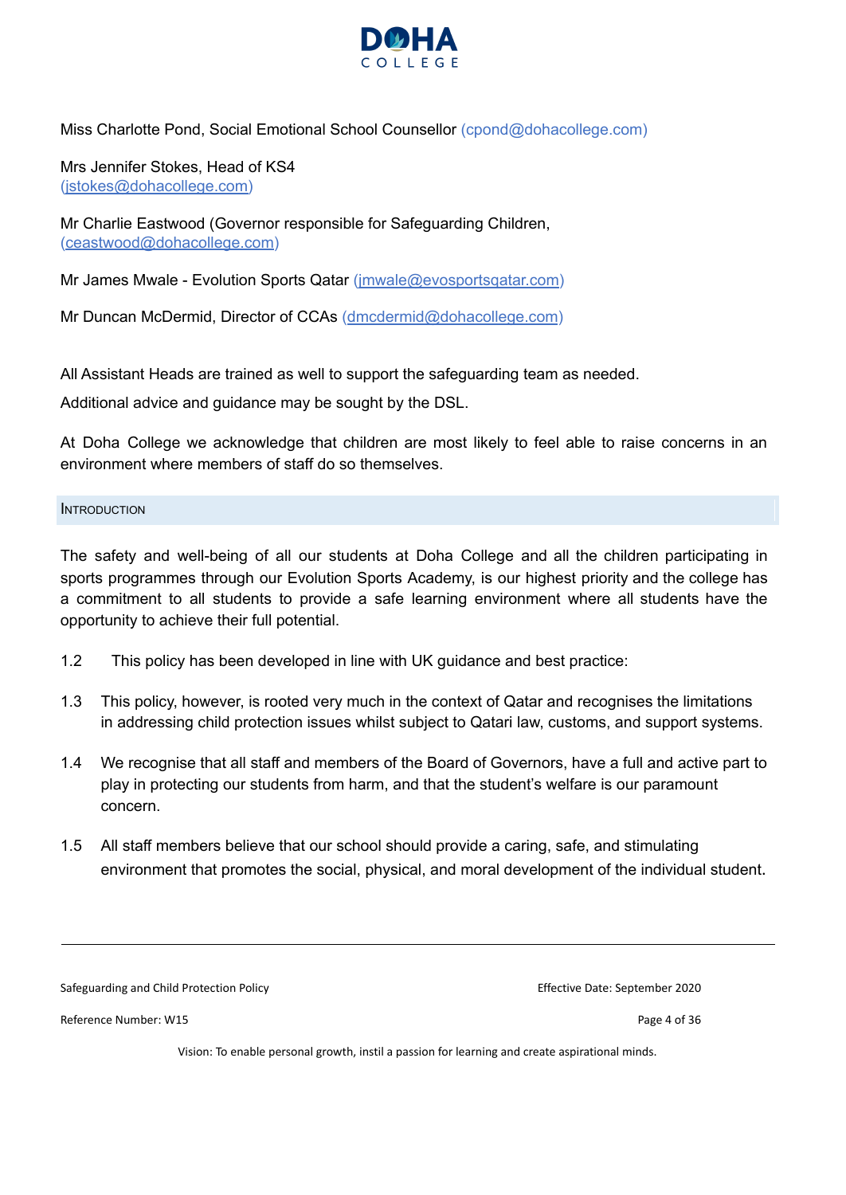Miss Charlotte Pond, Social Emotional School Counsellor (cpond@dohacollege.com)

Mrs Jennifer Stokes, Head of KS4
(jstokes@dohacollege.com)

Mr Charlie Eastwood (Governor responsible for Safeguarding Children, (ceastwood@dohacollege.com)

Mr James Mwale - Evolution Sports Qatar (jmwale@evosportsqatar.com)

Mr Duncan McDermid, Director of CCAs (dmcdermid@dohacollege.com)

All Assistant Heads are trained as well to support the safeguarding team as needed.

Additional advice and guidance may be sought by the DSL.

At Doha College we acknowledge that children are most likely to feel able to raise concerns in an environment where members of staff do so themselves.

## Introduction

The safety and well-being of all our students at Doha College and all the children participating in sports programmes through our Evolution Sports Academy, is our highest priority and the college has a commitment to all students to provide a safe learning environment where all students have the opportunity to achieve their full potential.

1.2 This policy has been developed in line with UK guidance and best practice:

1.3 This policy, however, is rooted very much in the context of Qatar and recognises the limitations in addressing child protection issues whilst subject to Qatari law, customs, and support systems.

1.4 We recognise that all staff and members of the Board of Governors, have a full and active part to play in protecting our students from harm, and that the student's welfare is our paramount concern.

1.5 All staff members believe that our school should provide a caring, safe, and stimulating environment that promotes the social, physical, and moral development of the individual student.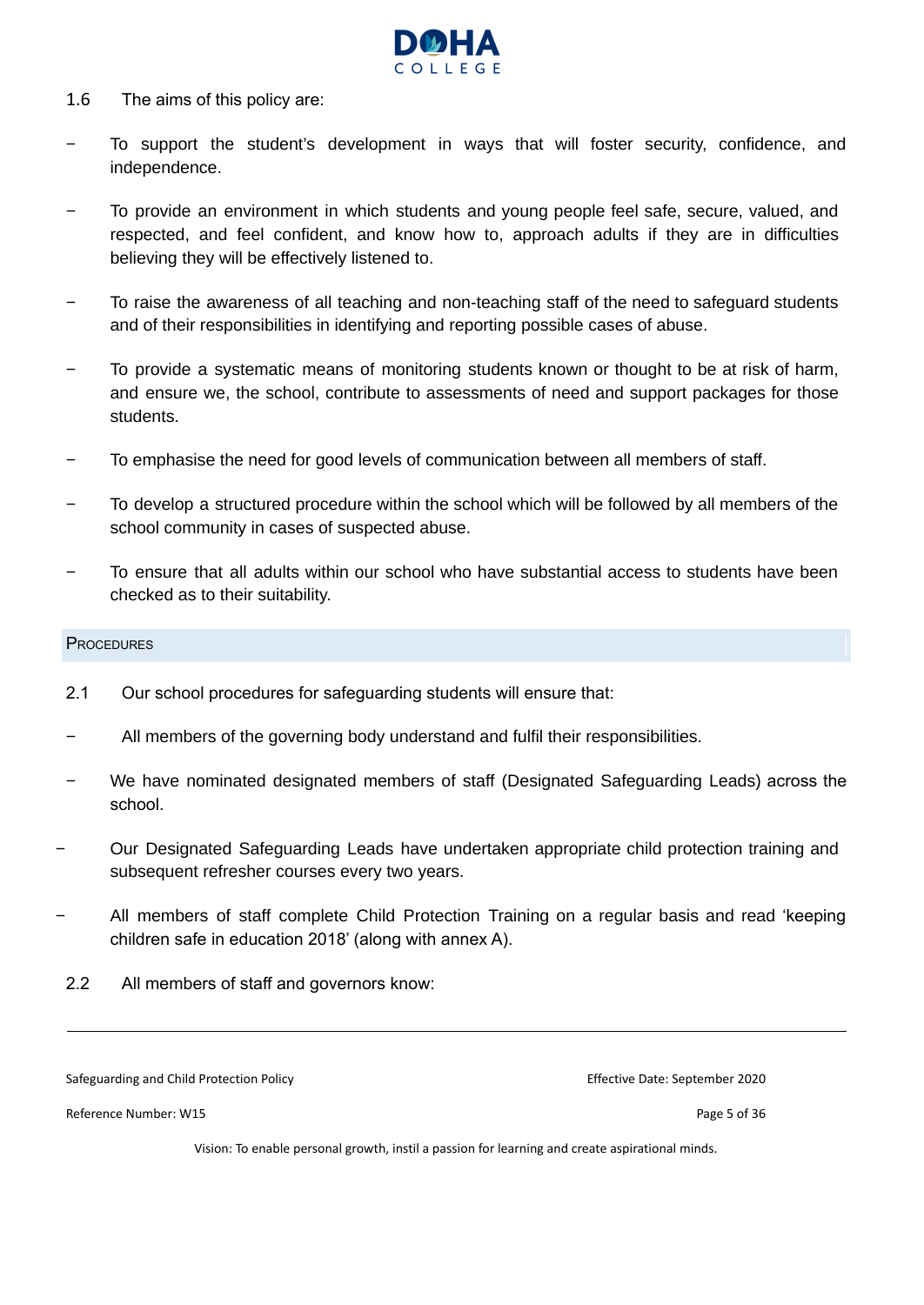1.6 The aims of this policy are:

- To support the student's development in ways that will foster security, confidence, and independence.
- To provide an environment in which students and young people feel safe, secure, valued, and respected, and feel confident, and know how to, approach adults if they are in difficulties believing they will be effectively listened to.
- To raise the awareness of all teaching and non-teaching staff of the need to safeguard students and of their responsibilities in identifying and reporting possible cases of abuse.
- To provide a systematic means of monitoring students known or thought to be at risk of harm, and ensure we, the school, contribute to assessments of need and support packages for those students.
- To emphasise the need for good levels of communication between all members of staff.
- To develop a structured procedure within the school which will be followed by all members of the school community in cases of suspected abuse.
- To ensure that all adults within our school who have substantial access to students have been checked as to their suitability.

## PROCEDURES

2.1 Our school procedures for safeguarding students will ensure that:

- All members of the governing body understand and fulfil their responsibilities.
- We have nominated designated members of staff (Designated Safeguarding Leads) across the school.
- Our Designated Safeguarding Leads have undertaken appropriate child protection training and subsequent refresher courses every two years.
- All members of staff complete Child Protection Training on a regular basis and read 'keeping children safe in education 2018' (along with annex A).

2.2 All members of staff and governors know: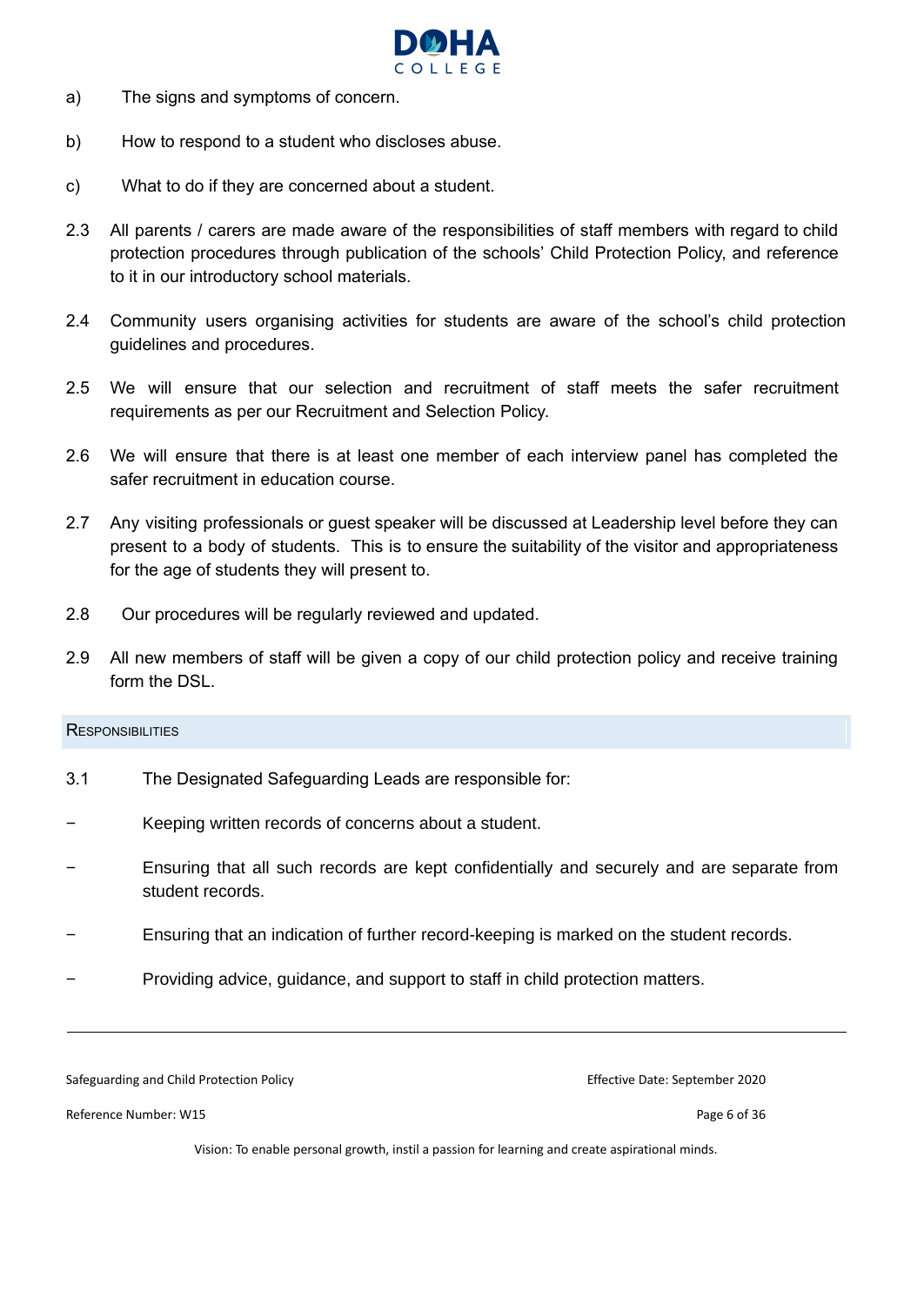a) The signs and symptoms of concern.

b) How to respond to a student who discloses abuse.

c) What to do if they are concerned about a student.

2.3 All parents / carers are made aware of the responsibilities of staff members with regard to child protection procedures through publication of the schools' Child Protection Policy, and reference to it in our introductory school materials.

2.4 Community users organising activities for students are aware of the school's child protection guidelines and procedures.

2.5 We will ensure that our selection and recruitment of staff meets the safer recruitment requirements as per our Recruitment and Selection Policy.

2.6 We will ensure that there is at least one member of each interview panel has completed the safer recruitment in education course.

2.7 Any visiting professionals or guest speaker will be discussed at Leadership level before they can present to a body of students. This is to ensure the suitability of the visitor and appropriateness for the age of students they will present to.

2.8 Our procedures will be regularly reviewed and updated.

2.9 All new members of staff will be given a copy of our child protection policy and receive training form the DSL.

## Responsibilities

3.1 The Designated Safeguarding Leads are responsible for:

- Keeping written records of concerns about a student.
- Ensuring that all such records are kept confidentially and securely and are separate from student records.
- Ensuring that an indication of further record-keeping is marked on the student records.
- Providing advice, guidance, and support to staff in child protection matters.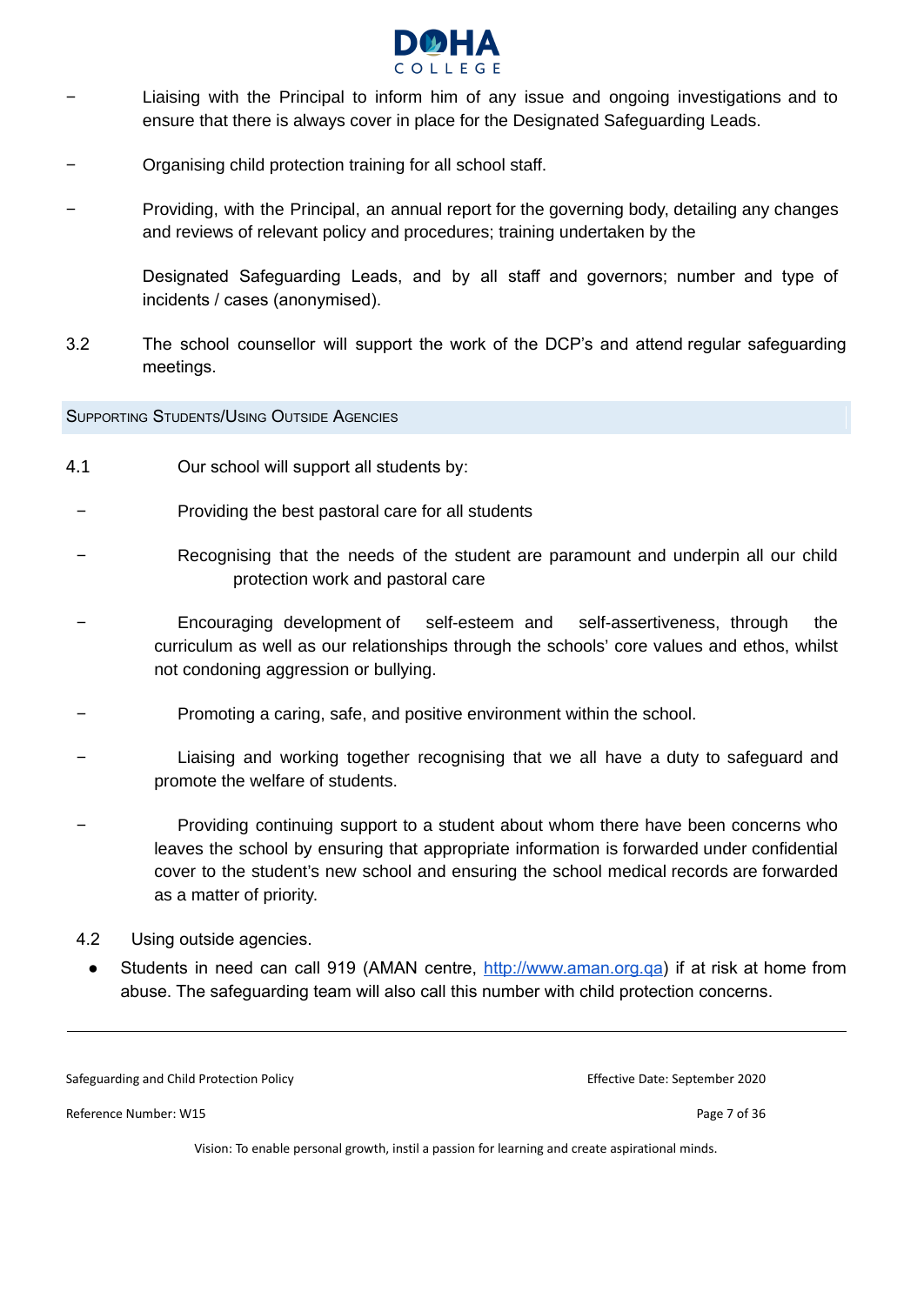- Liaising with the Principal to inform him of any issue and ongoing investigations and to ensure that there is always cover in place for the Designated Safeguarding Leads.

- Organising child protection training for all school staff.

- Providing, with the Principal, an annual report for the governing body, detailing any changes and reviews of relevant policy and procedures; training undertaken by the Designated Safeguarding Leads, and by all staff and governors; number and type of incidents / cases (anonymised).

3.2 The school counsellor will support the work of the DCP's and attend regular safeguarding meetings.

## Supporting Students/Using Outside Agencies

4.1 Our school will support all students by:

- Providing the best pastoral care for all students
- Recognising that the needs of the student are paramount and underpin all our child protection work and pastoral care
- Encouraging development of self-esteem and self-assertiveness, through the curriculum as well as our relationships through the schools' core values and ethos, whilst not condoning aggression or bullying.
- Promoting a caring, safe, and positive environment within the school.
- Liaising and working together recognising that we all have a duty to safeguard and promote the welfare of students.
- Providing continuing support to a student about whom there have been concerns who leaves the school by ensuring that appropriate information is forwarded under confidential cover to the student's new school and ensuring the school medical records are forwarded as a matter of priority.

4.2 Using outside agencies.

- Students in need can call 919 (AMAN centre, [http://www.aman.org.qa](http://www.aman.org.qa)) if at risk at home from abuse. The safeguarding team will also call this number with child protection concerns.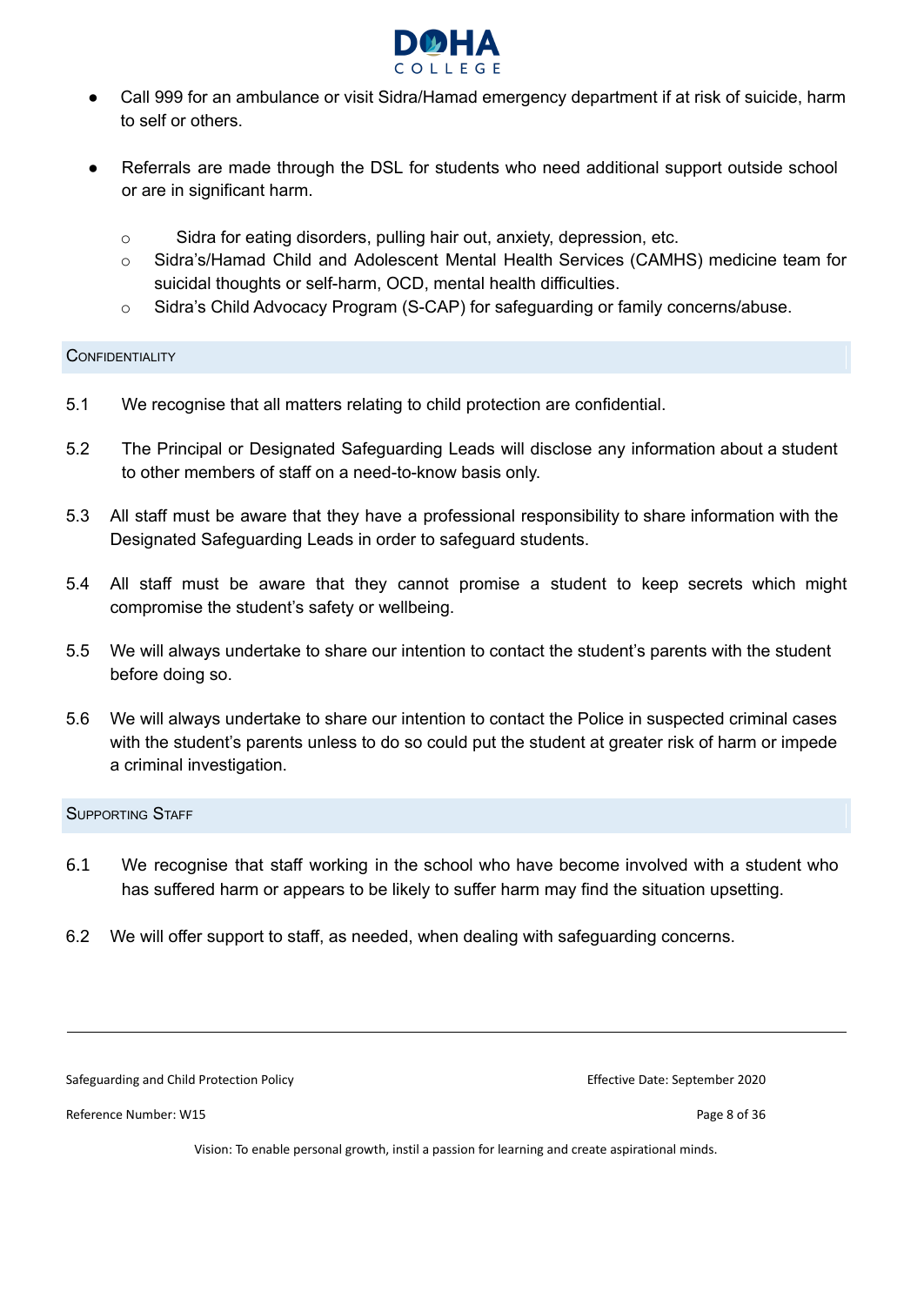- Call 999 for an ambulance or visit Sidra/Hamad emergency department if at risk of suicide, harm to self or others.

- Referrals are made through the DSL for students who need additional support outside school or are in significant harm.

  - Sidra for eating disorders, pulling hair out, anxiety, depression, etc.
  - Sidra's/Hamad Child and Adolescent Mental Health Services (CAMHS) medicine team for suicidal thoughts or self-harm, OCD, mental health difficulties.
  - Sidra's Child Advocacy Program (S-CAP) for safeguarding or family concerns/abuse.

## Confidentiality

5.1 We recognise that all matters relating to child protection are confidential.

5.2 The Principal or Designated Safeguarding Leads will disclose any information about a student to other members of staff on a need-to-know basis only.

5.3 All staff must be aware that they have a professional responsibility to share information with the Designated Safeguarding Leads in order to safeguard students.

5.4 All staff must be aware that they cannot promise a student to keep secrets which might compromise the student's safety or wellbeing.

5.5 We will always undertake to share our intention to contact the student's parents with the student before doing so.

5.6 We will always undertake to share our intention to contact the Police in suspected criminal cases with the student's parents unless to do so could put the student at greater risk of harm or impede a criminal investigation.

## Supporting Staff

6.1 We recognise that staff working in the school who have become involved with a student who has suffered harm or appears to be likely to suffer harm may find the situation upsetting.

6.2 We will offer support to staff, as needed, when dealing with safeguarding concerns.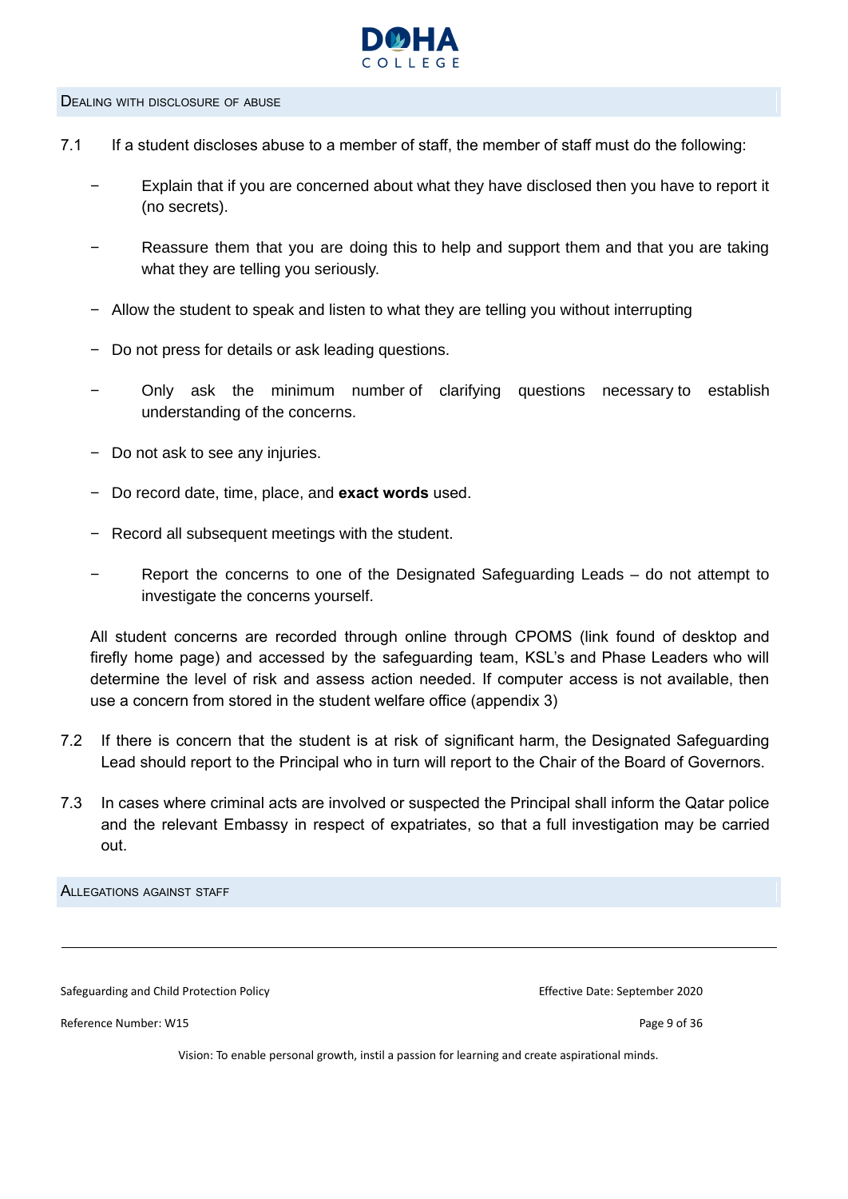## Dealing with disclosure of abuse

7.1 If a student discloses abuse to a member of staff, the member of staff must do the following:

- Explain that if you are concerned about what they have disclosed then you have to report it (no secrets).
- Reassure them that you are doing this to help and support them and that you are taking what they are telling you seriously.
- Allow the student to speak and listen to what they are telling you without interrupting
- Do not press for details or ask leading questions.
- Only ask the minimum number of clarifying questions necessary to establish understanding of the concerns.
- Do not ask to see any injuries.
- Do record date, time, place, and **exact words** used.
- Record all subsequent meetings with the student.
- Report the concerns to one of the Designated Safeguarding Leads – do not attempt to investigate the concerns yourself.

All student concerns are recorded through online through CPOMS (link found of desktop and firefly home page) and accessed by the safeguarding team, KSL's and Phase Leaders who will determine the level of risk and assess action needed. If computer access is not available, then use a concern from stored in the student welfare office (appendix 3)

7.2 If there is concern that the student is at risk of significant harm, the Designated Safeguarding Lead should report to the Principal who in turn will report to the Chair of the Board of Governors.

7.3 In cases where criminal acts are involved or suspected the Principal shall inform the Qatar police and the relevant Embassy in respect of expatriates, so that a full investigation may be carried out.

## Allegations against staff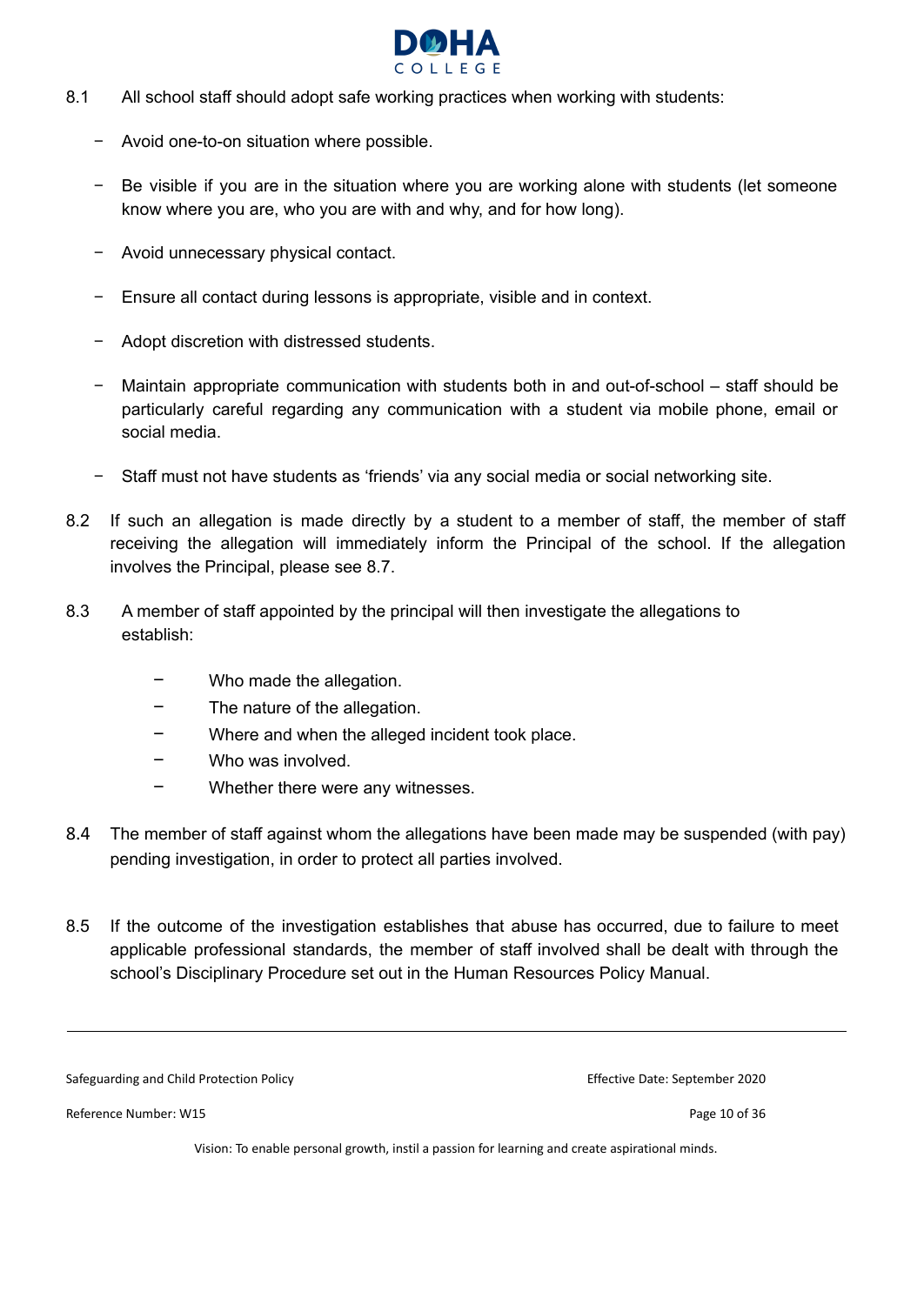8.1 All school staff should adopt safe working practices when working with students:

- Avoid one-to-on situation where possible.
- Be visible if you are in the situation where you are working alone with students (let someone know where you are, who you are with and why, and for how long).
- Avoid unnecessary physical contact.
- Ensure all contact during lessons is appropriate, visible and in context.
- Adopt discretion with distressed students.
- Maintain appropriate communication with students both in and out-of-school – staff should be particularly careful regarding any communication with a student via mobile phone, email or social media.
- Staff must not have students as 'friends' via any social media or social networking site.

8.2 If such an allegation is made directly by a student to a member of staff, the member of staff receiving the allegation will immediately inform the Principal of the school. If the allegation involves the Principal, please see 8.7.

8.3 A member of staff appointed by the principal will then investigate the allegations to establish:

- Who made the allegation.
- The nature of the allegation.
- Where and when the alleged incident took place.
- Who was involved.
- Whether there were any witnesses.

8.4 The member of staff against whom the allegations have been made may be suspended (with pay) pending investigation, in order to protect all parties involved.

8.5 If the outcome of the investigation establishes that abuse has occurred, due to failure to meet applicable professional standards, the member of staff involved shall be dealt with through the school's Disciplinary Procedure set out in the Human Resources Policy Manual.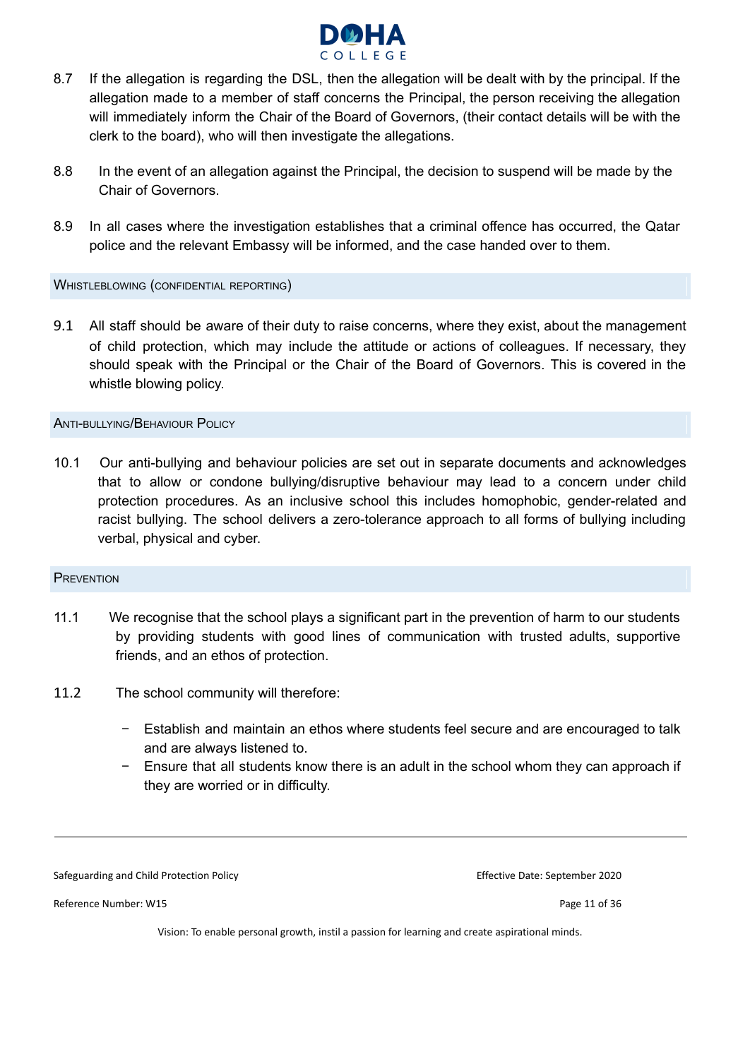8.7 If the allegation is regarding the DSL, then the allegation will be dealt with by the principal. If the allegation made to a member of staff concerns the Principal, the person receiving the allegation will immediately inform the Chair of the Board of Governors, (their contact details will be with the clerk to the board), who will then investigate the allegations.

8.8 In the event of an allegation against the Principal, the decision to suspend will be made by the Chair of Governors.

8.9 In all cases where the investigation establishes that a criminal offence has occurred, the Qatar police and the relevant Embassy will be informed, and the case handed over to them.

## Whistleblowing (confidential reporting)

9.1 All staff should be aware of their duty to raise concerns, where they exist, about the management of child protection, which may include the attitude or actions of colleagues. If necessary, they should speak with the Principal or the Chair of the Board of Governors. This is covered in the whistle blowing policy.

## Anti-bullying/Behaviour Policy

10.1 Our anti-bullying and behaviour policies are set out in separate documents and acknowledges that to allow or condone bullying/disruptive behaviour may lead to a concern under child protection procedures. As an inclusive school this includes homophobic, gender-related and racist bullying. The school delivers a zero-tolerance approach to all forms of bullying including verbal, physical and cyber.

## Prevention

11.1 We recognise that the school plays a significant part in the prevention of harm to our students by providing students with good lines of communication with trusted adults, supportive friends, and an ethos of protection.

11.2 The school community will therefore:

- Establish and maintain an ethos where students feel secure and are encouraged to talk and are always listened to.
- Ensure that all students know there is an adult in the school whom they can approach if they are worried or in difficulty.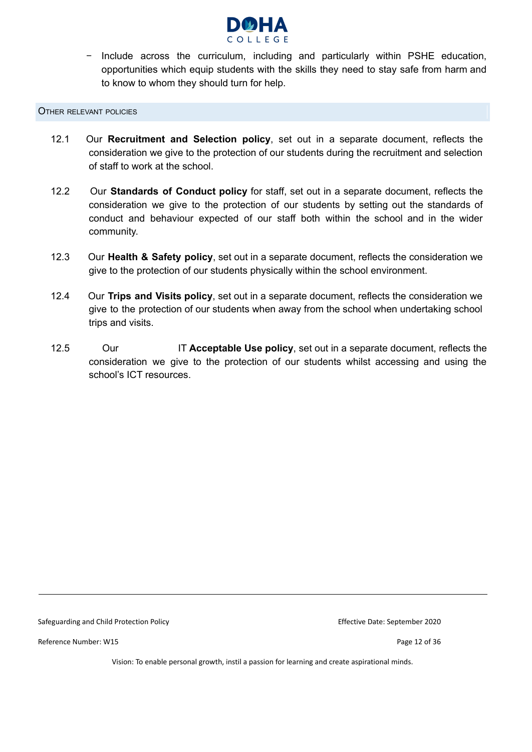- Include across the curriculum, including and particularly within PSHE education, opportunities which equip students with the skills they need to stay safe from harm and to know to whom they should turn for help.

## Other relevant policies

12.1 Our **Recruitment and Selection policy**, set out in a separate document, reflects the consideration we give to the protection of our students during the recruitment and selection of staff to work at the school.

12.2 Our **Standards of Conduct policy** for staff, set out in a separate document, reflects the consideration we give to the protection of our students by setting out the standards of conduct and behaviour expected of our staff both within the school and in the wider community.

12.3 Our **Health & Safety policy**, set out in a separate document, reflects the consideration we give to the protection of our students physically within the school environment.

12.4 Our **Trips and Visits policy**, set out in a separate document, reflects the consideration we give to the protection of our students when away from the school when undertaking school trips and visits.

12.5 Our IT **Acceptable Use policy**, set out in a separate document, reflects the consideration we give to the protection of our students whilst accessing and using the school's ICT resources.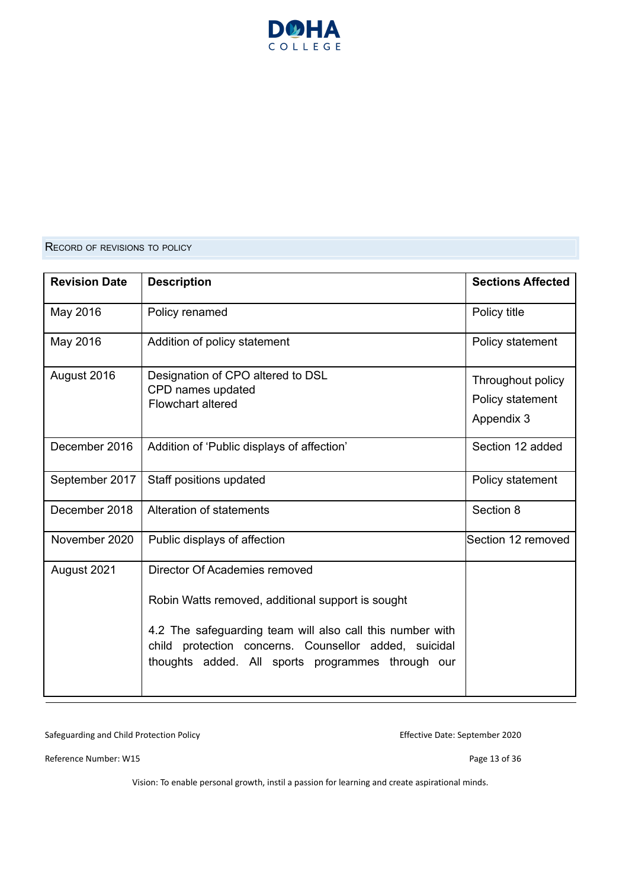## Record of revisions to policy

| Revision Date | Description | Sections Affected |
|---|---|---|
| May 2016 | Policy renamed | Policy title |
| May 2016 | Addition of policy statement | Policy statement |
| August 2016 | Designation of CPO altered to DSL<br>CPD names updated<br>Flowchart altered | Throughout policy<br>Policy statement<br>Appendix 3 |
| December 2016 | Addition of 'Public displays of affection' | Section 12 added |
| September 2017 | Staff positions updated | Policy statement |
| December 2018 | Alteration of statements | Section 8 |
| November 2020 | Public displays of affection | Section 12 removed |
| August 2021 | Director Of Academies removed<br><br>Robin Watts removed, additional support is sought<br><br>4.2 The safeguarding team will also call this number with child protection concerns. Counsellor added, suicidal thoughts added. All sports programmes through our | |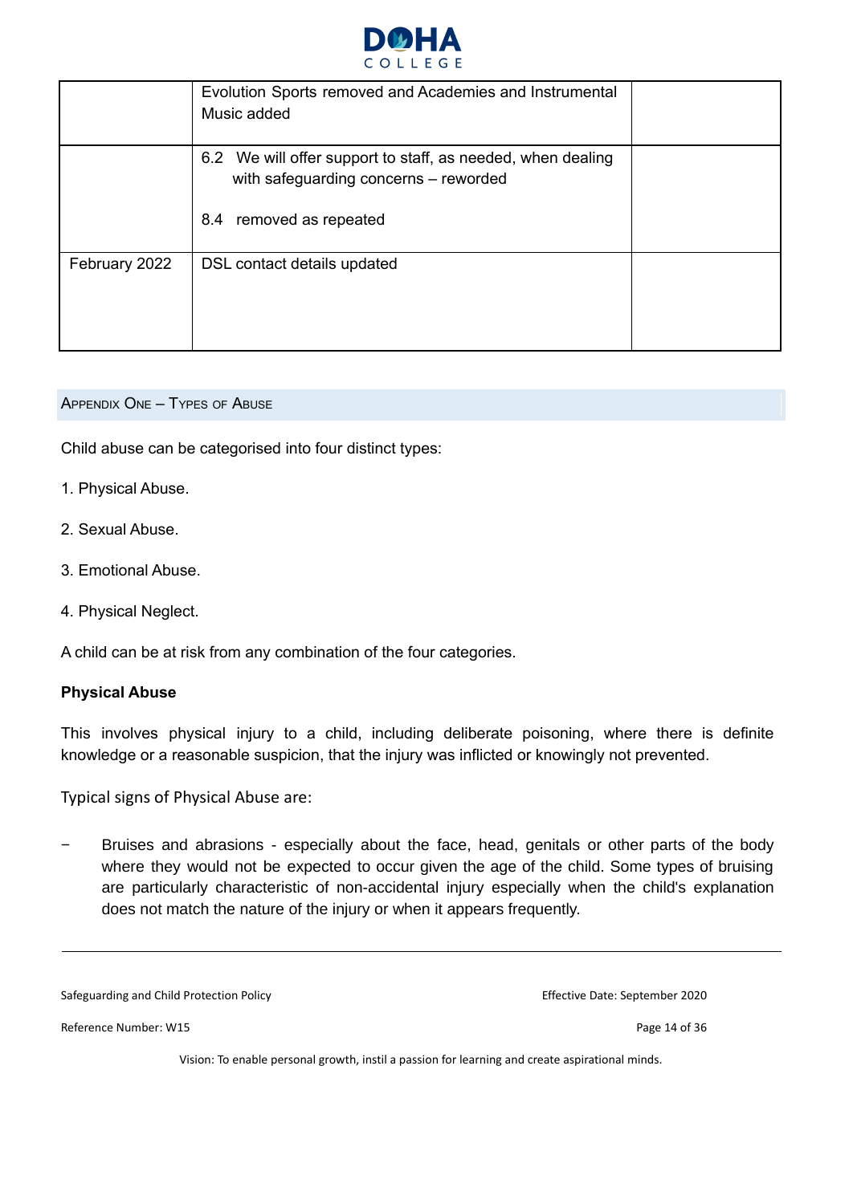|  | Evolution Sports removed and Academies and Instrumental Music added |  |
|---|---|---|
|  | 6.2 We will offer support to staff, as needed, when dealing with safeguarding concerns – reworded<br><br>8.4 removed as repeated |  |
| February 2022 | DSL contact details updated |  |

## Appendix One – Types of Abuse

Child abuse can be categorised into four distinct types:

1. Physical Abuse.
2. Sexual Abuse.
3. Emotional Abuse.
4. Physical Neglect.

A child can be at risk from any combination of the four categories.

**Physical Abuse**

This involves physical injury to a child, including deliberate poisoning, where there is definite knowledge or a reasonable suspicion, that the injury was inflicted or knowingly not prevented.

Typical signs of Physical Abuse are:

- Bruises and abrasions - especially about the face, head, genitals or other parts of the body where they would not be expected to occur given the age of the child. Some types of bruising are particularly characteristic of non-accidental injury especially when the child's explanation does not match the nature of the injury or when it appears frequently.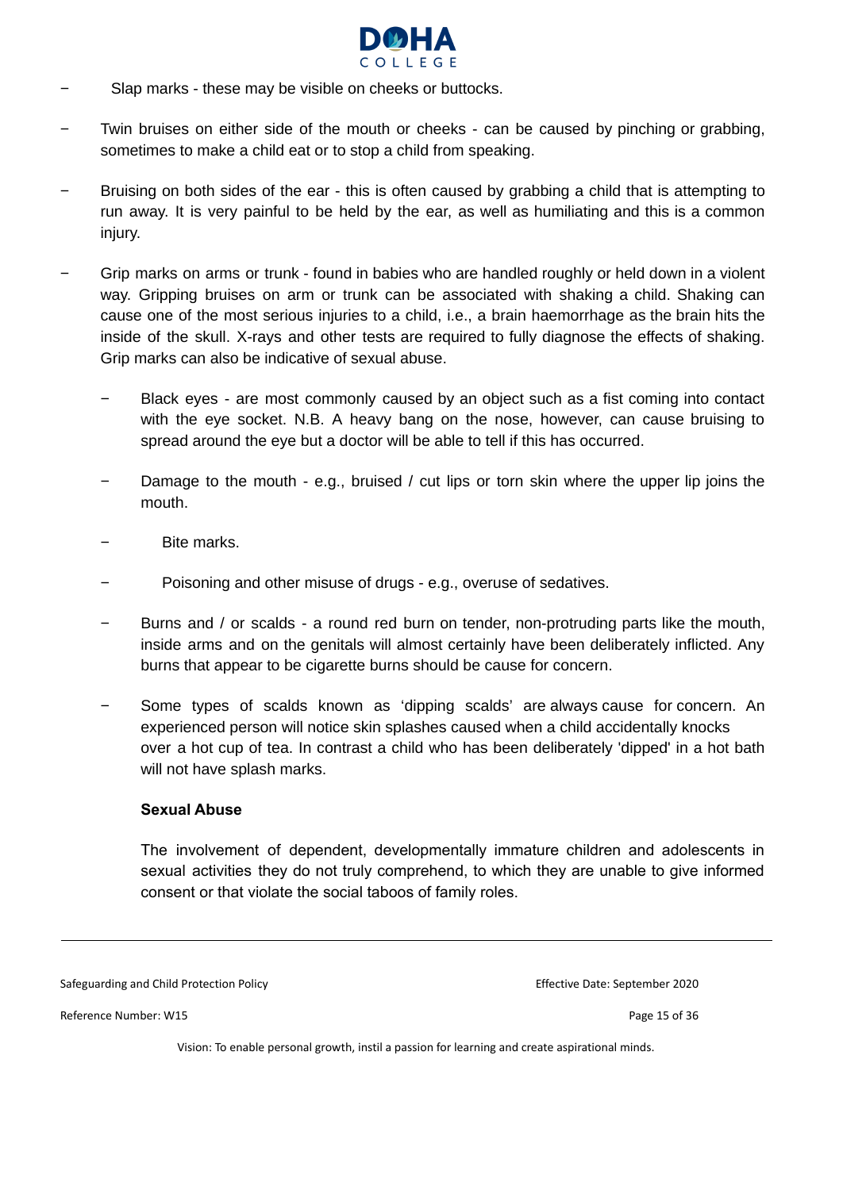- Slap marks - these may be visible on cheeks or buttocks.
- Twin bruises on either side of the mouth or cheeks - can be caused by pinching or grabbing, sometimes to make a child eat or to stop a child from speaking.
- Bruising on both sides of the ear - this is often caused by grabbing a child that is attempting to run away. It is very painful to be held by the ear, as well as humiliating and this is a common injury.
- Grip marks on arms or trunk - found in babies who are handled roughly or held down in a violent way. Gripping bruises on arm or trunk can be associated with shaking a child. Shaking can cause one of the most serious injuries to a child, i.e., a brain haemorrhage as the brain hits the inside of the skull. X-rays and other tests are required to fully diagnose the effects of shaking. Grip marks can also be indicative of sexual abuse.
    - Black eyes - are most commonly caused by an object such as a fist coming into contact with the eye socket. N.B. A heavy bang on the nose, however, can cause bruising to spread around the eye but a doctor will be able to tell if this has occurred.
    - Damage to the mouth - e.g., bruised / cut lips or torn skin where the upper lip joins the mouth.
    - Bite marks.
    - Poisoning and other misuse of drugs - e.g., overuse of sedatives.
    - Burns and / or scalds - a round red burn on tender, non-protruding parts like the mouth, inside arms and on the genitals will almost certainly have been deliberately inflicted. Any burns that appear to be cigarette burns should be cause for concern.
    - Some types of scalds known as 'dipping scalds' are always cause for concern. An experienced person will notice skin splashes caused when a child accidentally knocks over a hot cup of tea. In contrast a child who has been deliberately 'dipped' in a hot bath will not have splash marks.

**Sexual Abuse**

The involvement of dependent, developmentally immature children and adolescents in sexual activities they do not truly comprehend, to which they are unable to give informed consent or that violate the social taboos of family roles.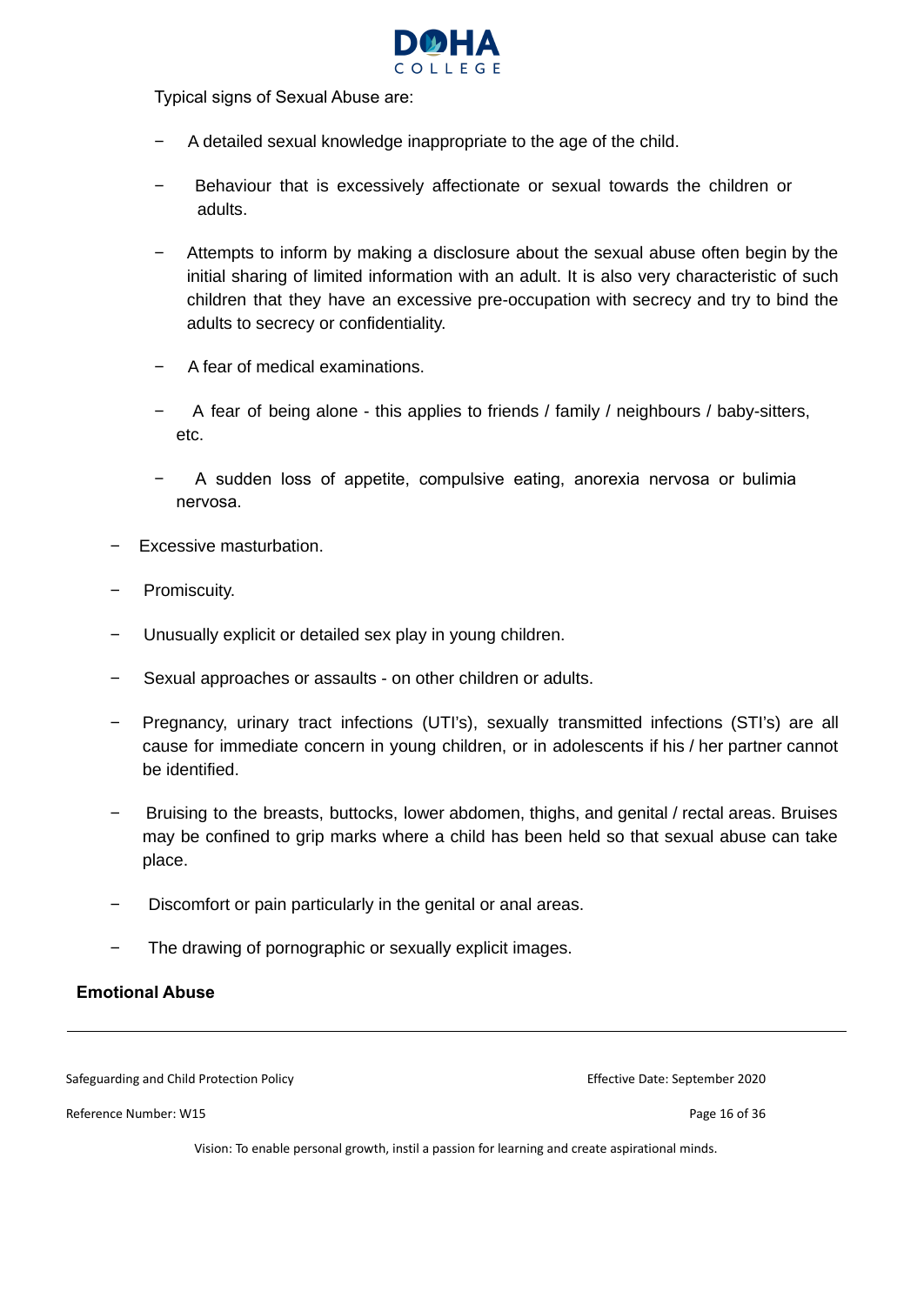Typical signs of Sexual Abuse are:

- A detailed sexual knowledge inappropriate to the age of the child.
- Behaviour that is excessively affectionate or sexual towards the children or adults.
- Attempts to inform by making a disclosure about the sexual abuse often begin by the initial sharing of limited information with an adult. It is also very characteristic of such children that they have an excessive pre-occupation with secrecy and try to bind the adults to secrecy or confidentiality.
- A fear of medical examinations.
- A fear of being alone - this applies to friends / family / neighbours / baby-sitters, etc.
- A sudden loss of appetite, compulsive eating, anorexia nervosa or bulimia nervosa.
- Excessive masturbation.
- Promiscuity.
- Unusually explicit or detailed sex play in young children.
- Sexual approaches or assaults - on other children or adults.
- Pregnancy, urinary tract infections (UTI's), sexually transmitted infections (STI's) are all cause for immediate concern in young children, or in adolescents if his / her partner cannot be identified.
- Bruising to the breasts, buttocks, lower abdomen, thighs, and genital / rectal areas. Bruises may be confined to grip marks where a child has been held so that sexual abuse can take place.
- Discomfort or pain particularly in the genital or anal areas.
- The drawing of pornographic or sexually explicit images.

**Emotional Abuse**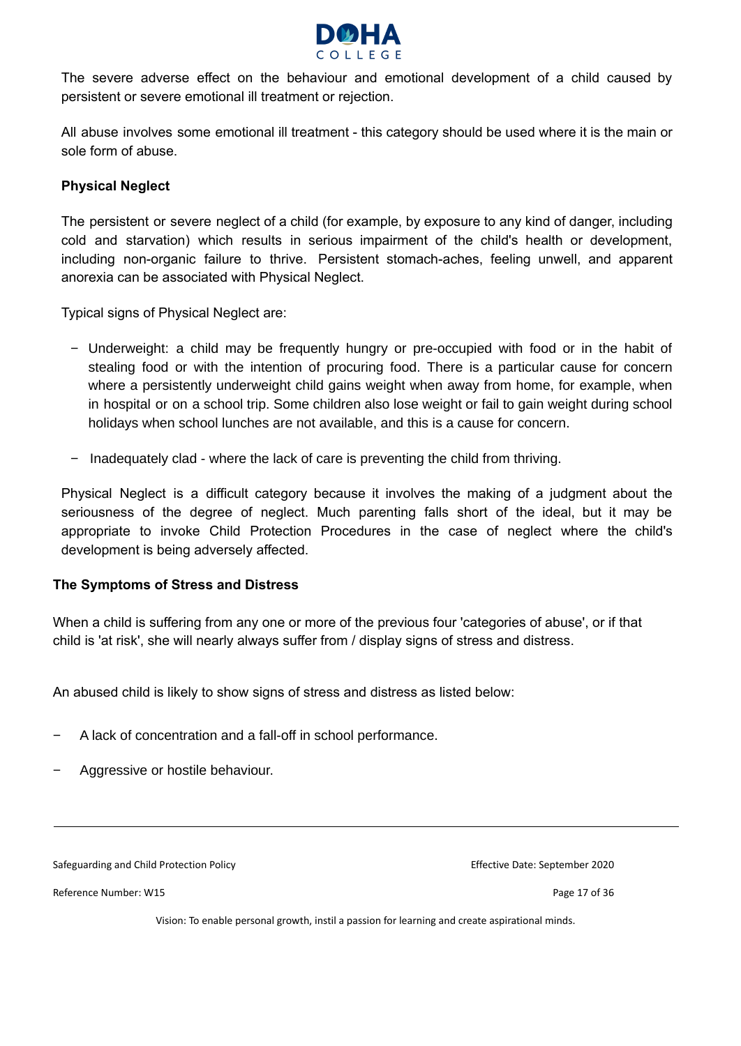The severe adverse effect on the behaviour and emotional development of a child caused by persistent or severe emotional ill treatment or rejection.

All abuse involves some emotional ill treatment - this category should be used where it is the main or sole form of abuse.

**Physical Neglect**

The persistent or severe neglect of a child (for example, by exposure to any kind of danger, including cold and starvation) which results in serious impairment of the child's health or development, including non-organic failure to thrive. Persistent stomach-aches, feeling unwell, and apparent anorexia can be associated with Physical Neglect.

Typical signs of Physical Neglect are:

- Underweight: a child may be frequently hungry or pre-occupied with food or in the habit of stealing food or with the intention of procuring food. There is a particular cause for concern where a persistently underweight child gains weight when away from home, for example, when in hospital or on a school trip. Some children also lose weight or fail to gain weight during school holidays when school lunches are not available, and this is a cause for concern.
- Inadequately clad - where the lack of care is preventing the child from thriving.

Physical Neglect is a difficult category because it involves the making of a judgment about the seriousness of the degree of neglect. Much parenting falls short of the ideal, but it may be appropriate to invoke Child Protection Procedures in the case of neglect where the child's development is being adversely affected.

**The Symptoms of Stress and Distress**

When a child is suffering from any one or more of the previous four 'categories of abuse', or if that child is 'at risk', she will nearly always suffer from / display signs of stress and distress.

An abused child is likely to show signs of stress and distress as listed below:

- A lack of concentration and a fall-off in school performance.
- Aggressive or hostile behaviour.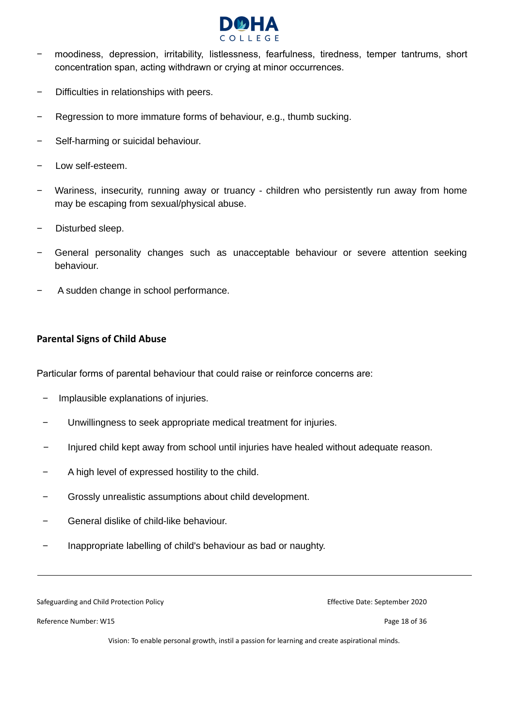- moodiness, depression, irritability, listlessness, fearfulness, tiredness, temper tantrums, short concentration span, acting withdrawn or crying at minor occurrences.
- Difficulties in relationships with peers.
- Regression to more immature forms of behaviour, e.g., thumb sucking.
- Self-harming or suicidal behaviour.
- Low self-esteem.
- Wariness, insecurity, running away or truancy - children who persistently run away from home may be escaping from sexual/physical abuse.
- Disturbed sleep.
- General personality changes such as unacceptable behaviour or severe attention seeking behaviour.
- A sudden change in school performance.

**Parental Signs of Child Abuse**

Particular forms of parental behaviour that could raise or reinforce concerns are:

- Implausible explanations of injuries.
- Unwillingness to seek appropriate medical treatment for injuries.
- Injured child kept away from school until injuries have healed without adequate reason.
- A high level of expressed hostility to the child.
- Grossly unrealistic assumptions about child development.
- General dislike of child-like behaviour.
- Inappropriate labelling of child's behaviour as bad or naughty.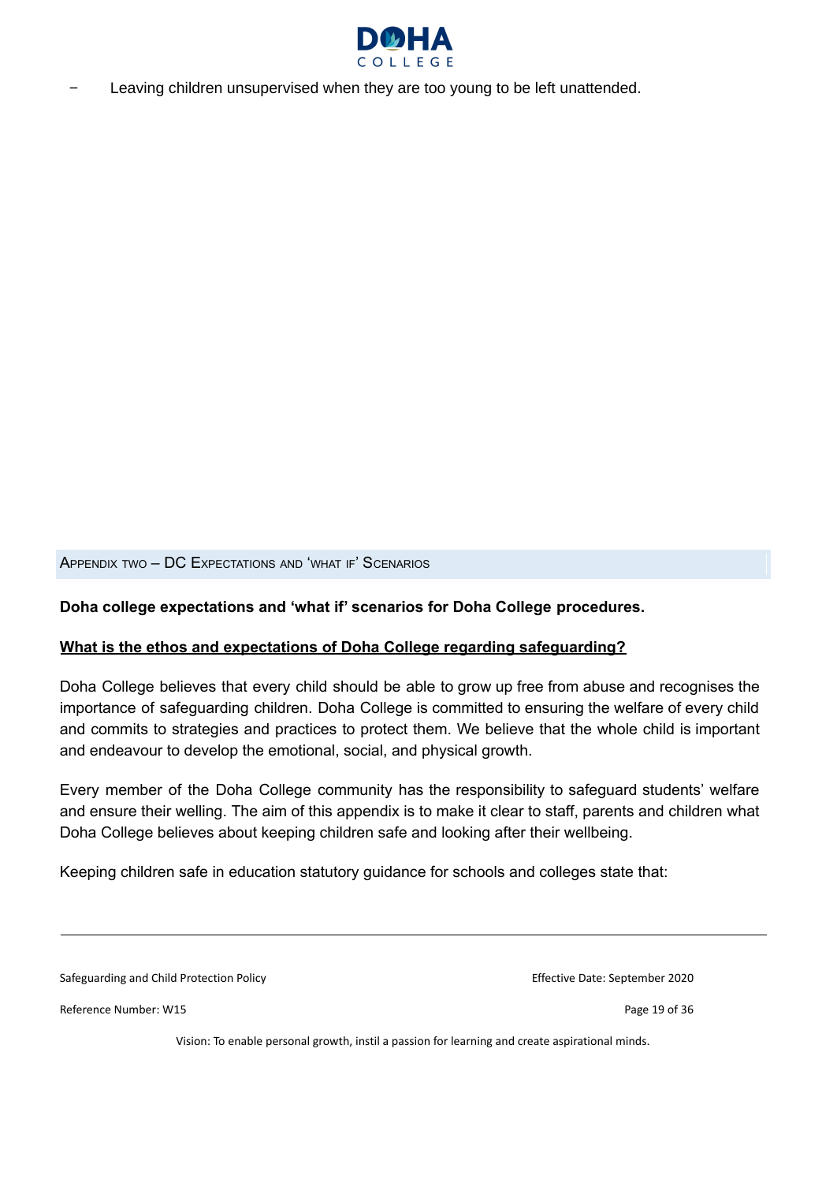- Leaving children unsupervised when they are too young to be left unattended.

## Appendix two – DC Expectations and 'what if' Scenarios

**Doha college expectations and 'what if' scenarios for Doha College procedures.**

**What is the ethos and expectations of Doha College regarding safeguarding?**

Doha College believes that every child should be able to grow up free from abuse and recognises the importance of safeguarding children. Doha College is committed to ensuring the welfare of every child and commits to strategies and practices to protect them. We believe that the whole child is important and endeavour to develop the emotional, social, and physical growth.

Every member of the Doha College community has the responsibility to safeguard students' welfare and ensure their welling. The aim of this appendix is to make it clear to staff, parents and children what Doha College believes about keeping children safe and looking after their wellbeing.

Keeping children safe in education statutory guidance for schools and colleges state that: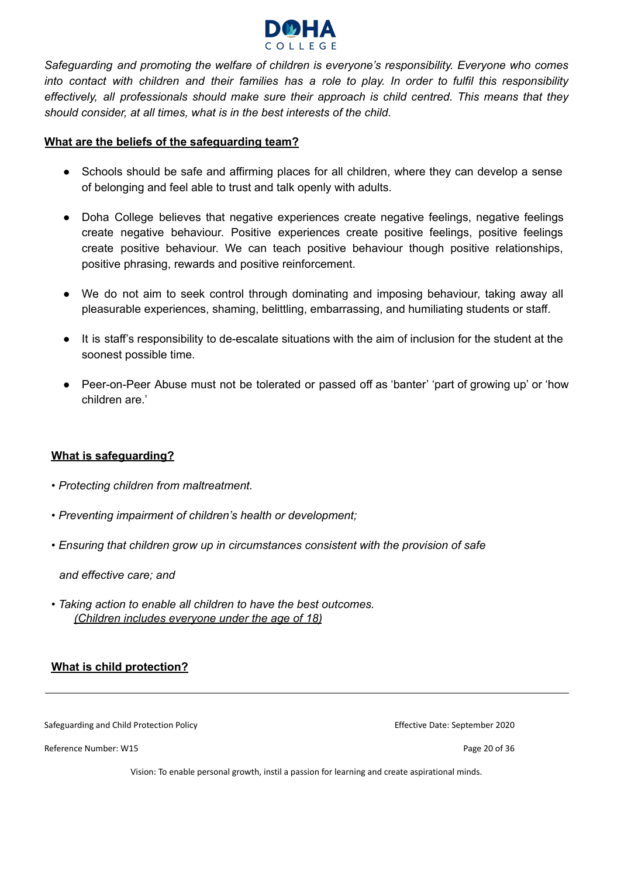*Safeguarding and promoting the welfare of children is everyone's responsibility. Everyone who comes into contact with children and their families has a role to play. In order to fulfil this responsibility effectively, all professionals should make sure their approach is child centred. This means that they should consider, at all times, what is in the best interests of the child.*

## **What are the beliefs of the safeguarding team?**

- Schools should be safe and affirming places for all children, where they can develop a sense of belonging and feel able to trust and talk openly with adults.
- Doha College believes that negative experiences create negative feelings, negative feelings create negative behaviour. Positive experiences create positive feelings, positive feelings create positive behaviour. We can teach positive behaviour though positive relationships, positive phrasing, rewards and positive reinforcement.
- We do not aim to seek control through dominating and imposing behaviour, taking away all pleasurable experiences, shaming, belittling, embarrassing, and humiliating students or staff.
- It is staff's responsibility to de-escalate situations with the aim of inclusion for the student at the soonest possible time.
- Peer-on-Peer Abuse must not be tolerated or passed off as 'banter' 'part of growing up' or 'how children are.'

## **What is safeguarding?**

*• Protecting children from maltreatment.*

*• Preventing impairment of children's health or development;*

*• Ensuring that children grow up in circumstances consistent with the provision of safe and effective care; and*

*• Taking action to enable all children to have the best outcomes.*
*(Children includes everyone under the age of 18)*

## **What is child protection?**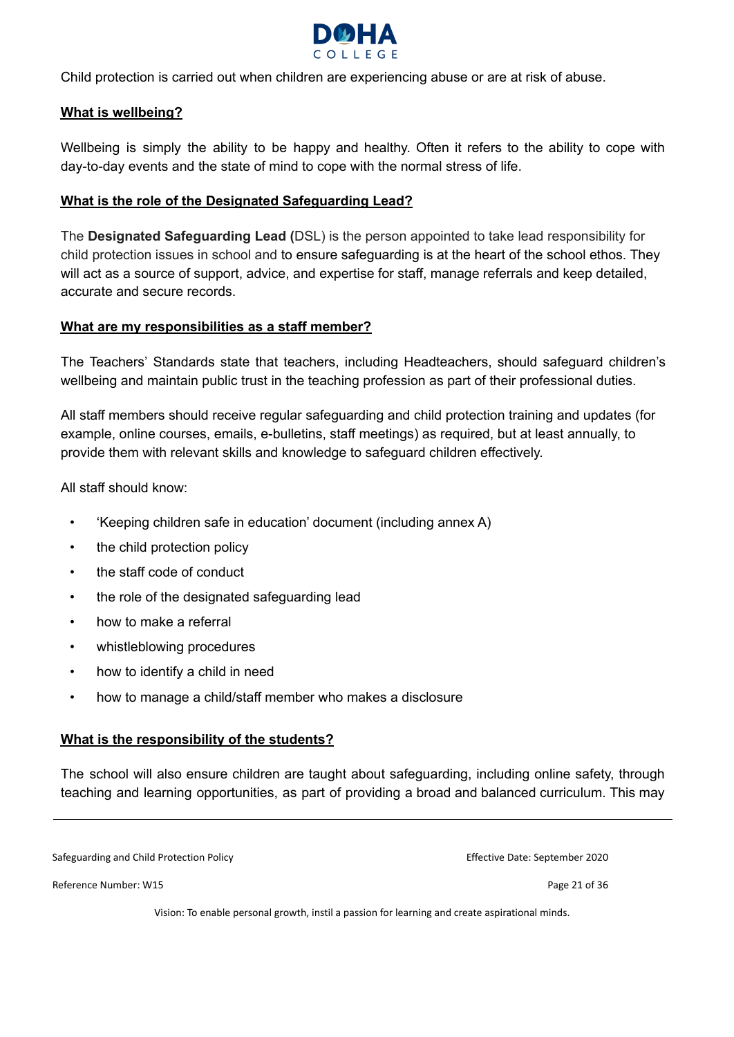Child protection is carried out when children are experiencing abuse or are at risk of abuse.

**What is wellbeing?**

Wellbeing is simply the ability to be happy and healthy. Often it refers to the ability to cope with day-to-day events and the state of mind to cope with the normal stress of life.

**What is the role of the Designated Safeguarding Lead?**

The **Designated Safeguarding Lead (**DSL) is the person appointed to take lead responsibility for child protection issues in school and to ensure safeguarding is at the heart of the school ethos. They will act as a source of support, advice, and expertise for staff, manage referrals and keep detailed, accurate and secure records.

**What are my responsibilities as a staff member?**

The Teachers' Standards state that teachers, including Headteachers, should safeguard children's wellbeing and maintain public trust in the teaching profession as part of their professional duties.

All staff members should receive regular safeguarding and child protection training and updates (for example, online courses, emails, e-bulletins, staff meetings) as required, but at least annually, to provide them with relevant skills and knowledge to safeguard children effectively.

All staff should know:

- 'Keeping children safe in education' document (including annex A)
- the child protection policy
- the staff code of conduct
- the role of the designated safeguarding lead
- how to make a referral
- whistleblowing procedures
- how to identify a child in need
- how to manage a child/staff member who makes a disclosure

**What is the responsibility of the students?**

The school will also ensure children are taught about safeguarding, including online safety, through teaching and learning opportunities, as part of providing a broad and balanced curriculum. This may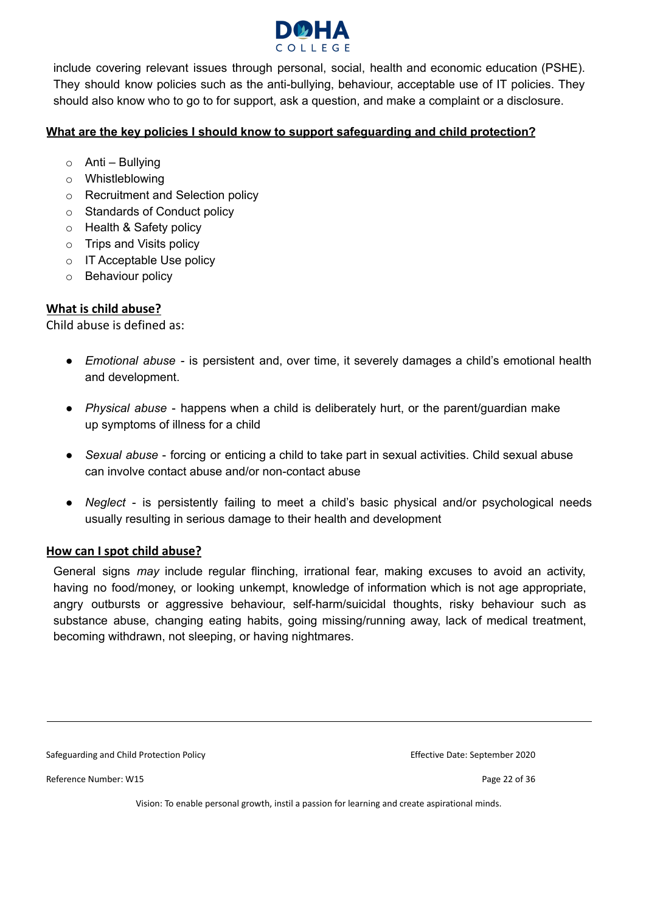include covering relevant issues through personal, social, health and economic education (PSHE). They should know policies such as the anti-bullying, behaviour, acceptable use of IT policies. They should also know who to go to for support, ask a question, and make a complaint or a disclosure.

**What are the key policies I should know to support safeguarding and child protection?**

- Anti – Bullying
- Whistleblowing
- Recruitment and Selection policy
- Standards of Conduct policy
- Health & Safety policy
- Trips and Visits policy
- IT Acceptable Use policy
- Behaviour policy

**What is child abuse?**

Child abuse is defined as:

- *Emotional abuse* - is persistent and, over time, it severely damages a child's emotional health and development.
- *Physical abuse* - happens when a child is deliberately hurt, or the parent/guardian make up symptoms of illness for a child
- *Sexual abuse* - forcing or enticing a child to take part in sexual activities. Child sexual abuse can involve contact abuse and/or non-contact abuse
- *Neglect* - is persistently failing to meet a child's basic physical and/or psychological needs usually resulting in serious damage to their health and development

**How can I spot child abuse?**

General signs *may* include regular flinching, irrational fear, making excuses to avoid an activity, having no food/money, or looking unkempt, knowledge of information which is not age appropriate, angry outbursts or aggressive behaviour, self-harm/suicidal thoughts, risky behaviour such as substance abuse, changing eating habits, going missing/running away, lack of medical treatment, becoming withdrawn, not sleeping, or having nightmares.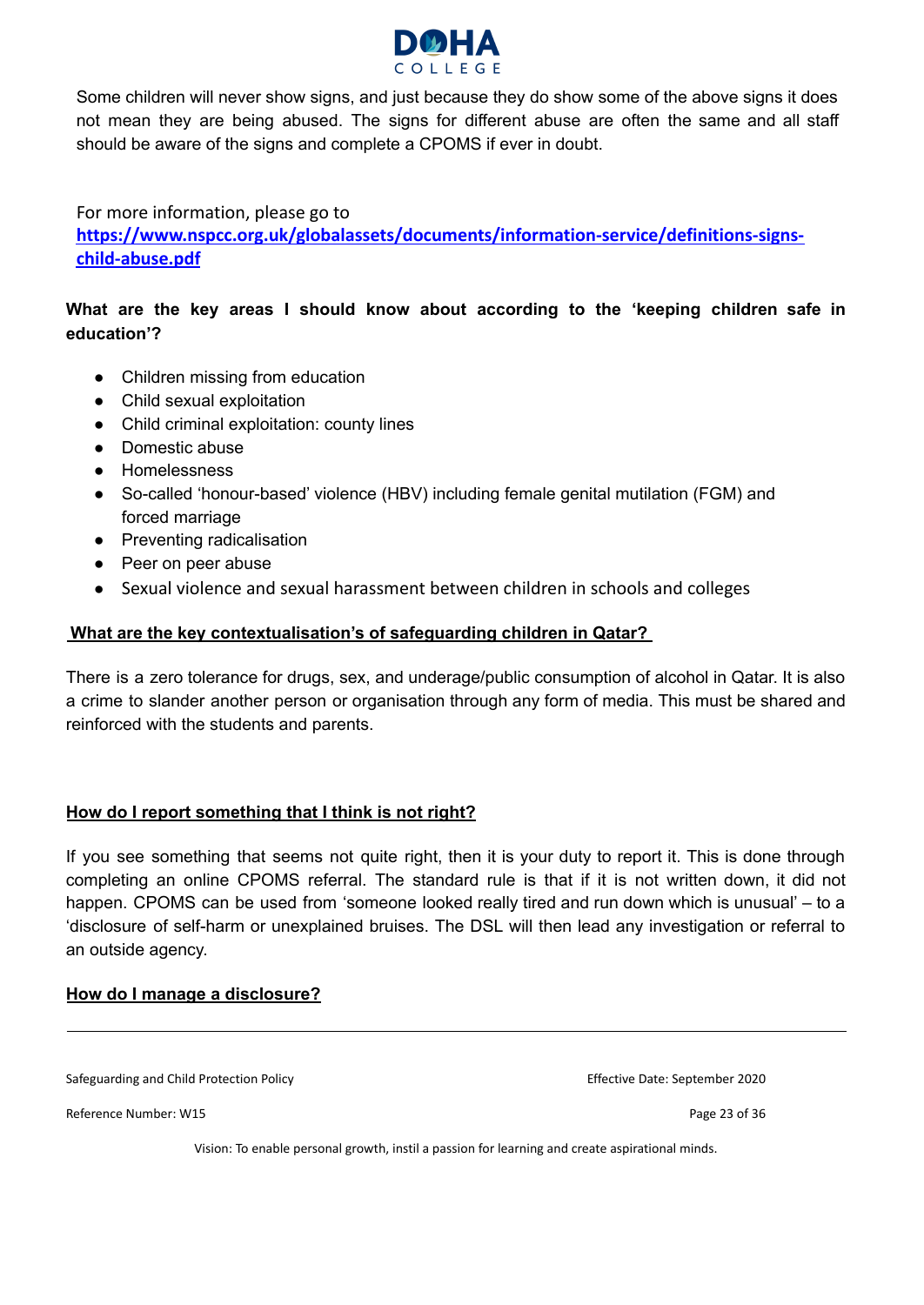Some children will never show signs, and just because they do show some of the above signs it does not mean they are being abused. The signs for different abuse are often the same and all staff should be aware of the signs and complete a CPOMS if ever in doubt.

For more information, please go to **https://www.nspcc.org.uk/globalassets/documents/information-service/definitions-signs-child-abuse.pdf**

**What are the key areas I should know about according to the 'keeping children safe in education'?**

- Children missing from education
- Child sexual exploitation
- Child criminal exploitation: county lines
- Domestic abuse
- Homelessness
- So-called 'honour-based' violence (HBV) including female genital mutilation (FGM) and forced marriage
- Preventing radicalisation
- Peer on peer abuse
- Sexual violence and sexual harassment between children in schools and colleges

**What are the key contextualisation's of safeguarding children in Qatar?**

There is a zero tolerance for drugs, sex, and underage/public consumption of alcohol in Qatar. It is also a crime to slander another person or organisation through any form of media. This must be shared and reinforced with the students and parents.

**How do I report something that I think is not right?**

If you see something that seems not quite right, then it is your duty to report it. This is done through completing an online CPOMS referral. The standard rule is that if it is not written down, it did not happen. CPOMS can be used from 'someone looked really tired and run down which is unusual' – to a 'disclosure of self-harm or unexplained bruises. The DSL will then lead any investigation or referral to an outside agency.

**How do I manage a disclosure?**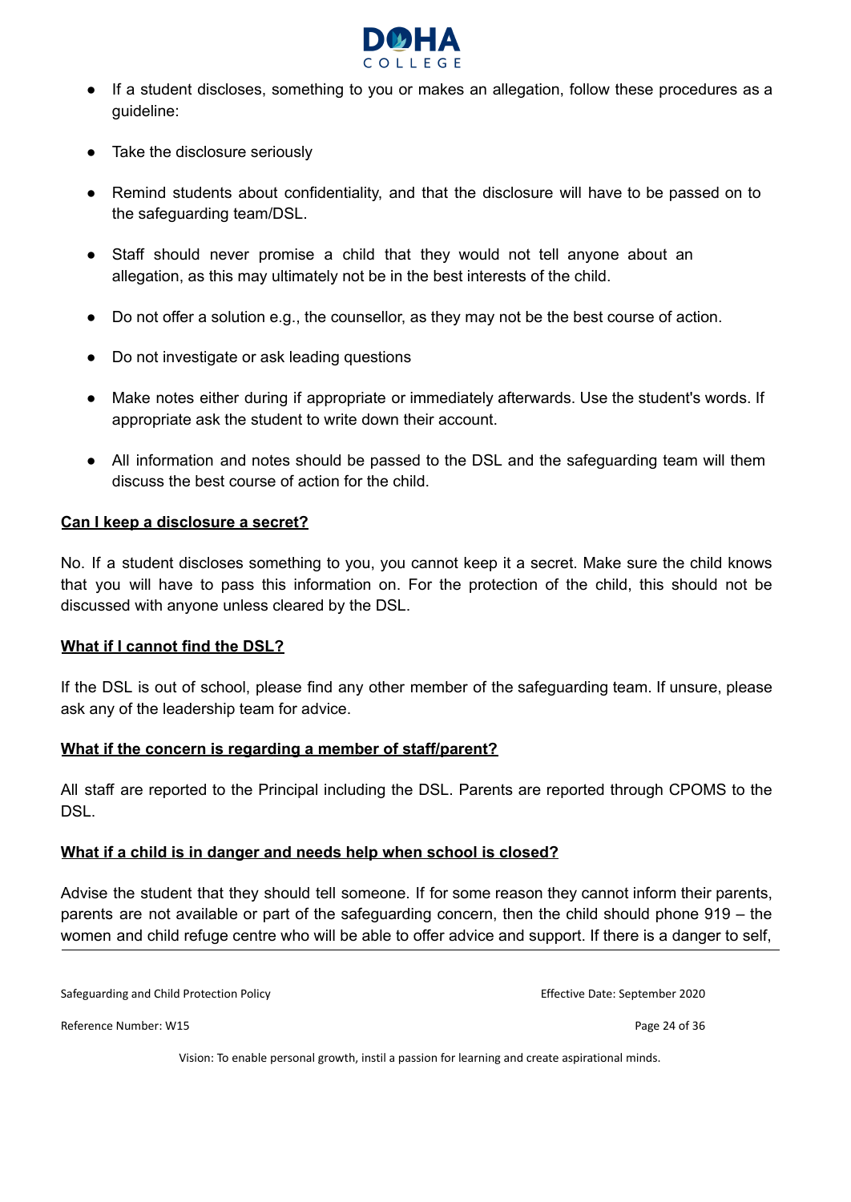- If a student discloses, something to you or makes an allegation, follow these procedures as a guideline:
- Take the disclosure seriously
- Remind students about confidentiality, and that the disclosure will have to be passed on to the safeguarding team/DSL.
- Staff should never promise a child that they would not tell anyone about an allegation, as this may ultimately not be in the best interests of the child.
- Do not offer a solution e.g., the counsellor, as they may not be the best course of action.
- Do not investigate or ask leading questions
- Make notes either during if appropriate or immediately afterwards. Use the student's words. If appropriate ask the student to write down their account.
- All information and notes should be passed to the DSL and the safeguarding team will them discuss the best course of action for the child.

**Can I keep a disclosure a secret?**

No. If a student discloses something to you, you cannot keep it a secret. Make sure the child knows that you will have to pass this information on. For the protection of the child, this should not be discussed with anyone unless cleared by the DSL.

**What if I cannot find the DSL?**

If the DSL is out of school, please find any other member of the safeguarding team. If unsure, please ask any of the leadership team for advice.

**What if the concern is regarding a member of staff/parent?**

All staff are reported to the Principal including the DSL. Parents are reported through CPOMS to the DSL.

**What if a child is in danger and needs help when school is closed?**

Advise the student that they should tell someone. If for some reason they cannot inform their parents, parents are not available or part of the safeguarding concern, then the child should phone 919 – the women and child refuge centre who will be able to offer advice and support. If there is a danger to self,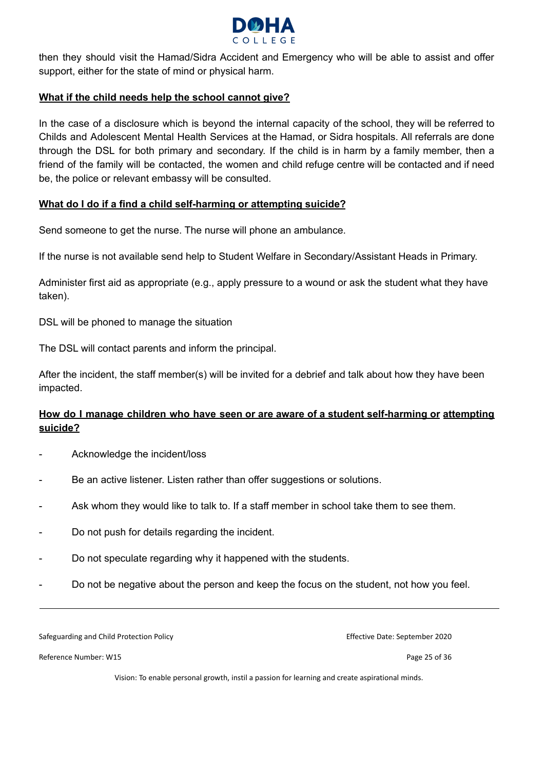then they should visit the Hamad/Sidra Accident and Emergency who will be able to assist and offer support, either for the state of mind or physical harm.

**What if the child needs help the school cannot give?**

In the case of a disclosure which is beyond the internal capacity of the school, they will be referred to Childs and Adolescent Mental Health Services at the Hamad, or Sidra hospitals. All referrals are done through the DSL for both primary and secondary. If the child is in harm by a family member, then a friend of the family will be contacted, the women and child refuge centre will be contacted and if need be, the police or relevant embassy will be consulted.

**What do I do if a find a child self-harming or attempting suicide?**

Send someone to get the nurse. The nurse will phone an ambulance.

If the nurse is not available send help to Student Welfare in Secondary/Assistant Heads in Primary.

Administer first aid as appropriate (e.g., apply pressure to a wound or ask the student what they have taken).

DSL will be phoned to manage the situation

The DSL will contact parents and inform the principal.

After the incident, the staff member(s) will be invited for a debrief and talk about how they have been impacted.

**How do I manage children who have seen or are aware of a student self-harming or attempting suicide?**

- Acknowledge the incident/loss
- Be an active listener. Listen rather than offer suggestions or solutions.
- Ask whom they would like to talk to. If a staff member in school take them to see them.
- Do not push for details regarding the incident.
- Do not speculate regarding why it happened with the students.
- Do not be negative about the person and keep the focus on the student, not how you feel.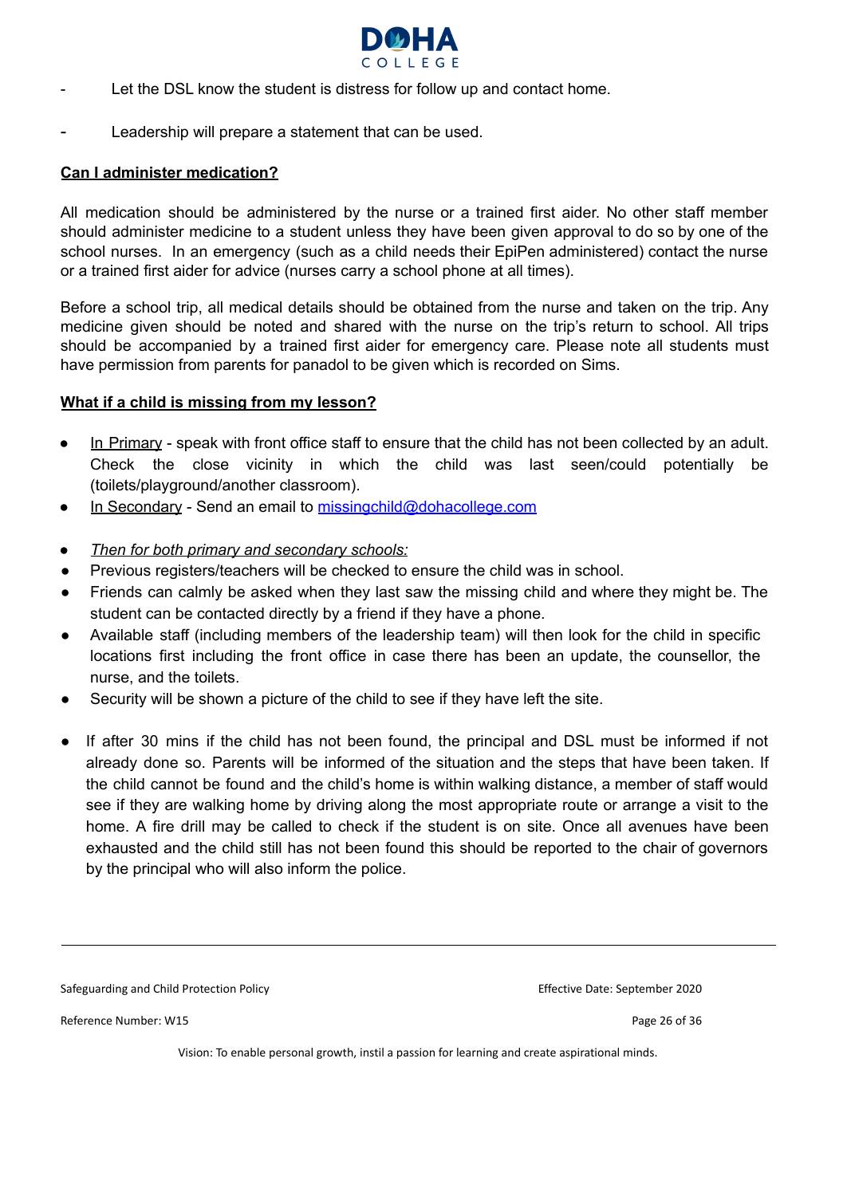- Let the DSL know the student is distress for follow up and contact home.
- Leadership will prepare a statement that can be used.

**Can I administer medication?**

All medication should be administered by the nurse or a trained first aider. No other staff member should administer medicine to a student unless they have been given approval to do so by one of the school nurses. In an emergency (such as a child needs their EpiPen administered) contact the nurse or a trained first aider for advice (nurses carry a school phone at all times).

Before a school trip, all medical details should be obtained from the nurse and taken on the trip. Any medicine given should be noted and shared with the nurse on the trip's return to school. All trips should be accompanied by a trained first aider for emergency care. Please note all students must have permission from parents for panadol to be given which is recorded on Sims.

**What if a child is missing from my lesson?**

- In Primary - speak with front office staff to ensure that the child has not been collected by an adult. Check the close vicinity in which the child was last seen/could potentially be (toilets/playground/another classroom).
- In Secondary - Send an email to [missingchild@dohacollege.com](mailto:missingchild@dohacollege.com)
- *Then for both primary and secondary schools:*
- Previous registers/teachers will be checked to ensure the child was in school.
- Friends can calmly be asked when they last saw the missing child and where they might be. The student can be contacted directly by a friend if they have a phone.
- Available staff (including members of the leadership team) will then look for the child in specific locations first including the front office in case there has been an update, the counsellor, the nurse, and the toilets.
- Security will be shown a picture of the child to see if they have left the site.
- If after 30 mins if the child has not been found, the principal and DSL must be informed if not already done so. Parents will be informed of the situation and the steps that have been taken. If the child cannot be found and the child's home is within walking distance, a member of staff would see if they are walking home by driving along the most appropriate route or arrange a visit to the home. A fire drill may be called to check if the student is on site. Once all avenues have been exhausted and the child still has not been found this should be reported to the chair of governors by the principal who will also inform the police.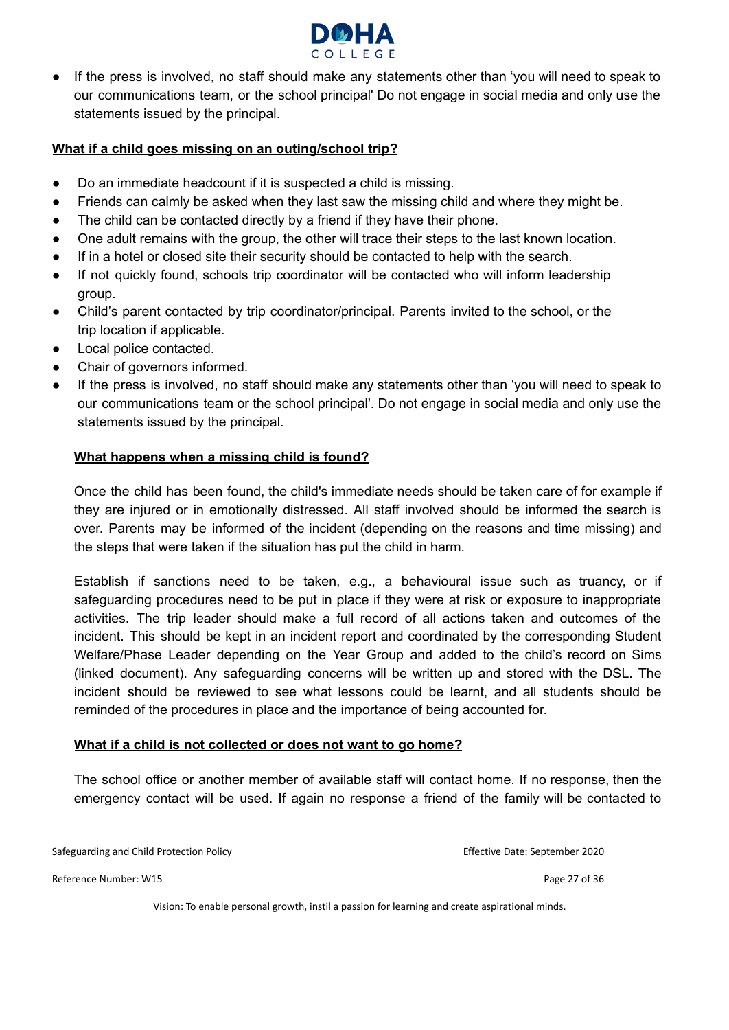- If the press is involved, no staff should make any statements other than 'you will need to speak to our communications team, or the school principal' Do not engage in social media and only use the statements issued by the principal.

**What if a child goes missing on an outing/school trip?**

- Do an immediate headcount if it is suspected a child is missing.
- Friends can calmly be asked when they last saw the missing child and where they might be.
- The child can be contacted directly by a friend if they have their phone.
- One adult remains with the group, the other will trace their steps to the last known location.
- If in a hotel or closed site their security should be contacted to help with the search.
- If not quickly found, schools trip coordinator will be contacted who will inform leadership group.
- Child's parent contacted by trip coordinator/principal. Parents invited to the school, or the trip location if applicable.
- Local police contacted.
- Chair of governors informed.
- If the press is involved, no staff should make any statements other than 'you will need to speak to our communications team or the school principal'. Do not engage in social media and only use the statements issued by the principal.

**What happens when a missing child is found?**

Once the child has been found, the child's immediate needs should be taken care of for example if they are injured or in emotionally distressed. All staff involved should be informed the search is over. Parents may be informed of the incident (depending on the reasons and time missing) and the steps that were taken if the situation has put the child in harm.

Establish if sanctions need to be taken, e.g., a behavioural issue such as truancy, or if safeguarding procedures need to be put in place if they were at risk or exposure to inappropriate activities. The trip leader should make a full record of all actions taken and outcomes of the incident. This should be kept in an incident report and coordinated by the corresponding Student Welfare/Phase Leader depending on the Year Group and added to the child's record on Sims (linked document). Any safeguarding concerns will be written up and stored with the DSL. The incident should be reviewed to see what lessons could be learnt, and all students should be reminded of the procedures in place and the importance of being accounted for.

**What if a child is not collected or does not want to go home?**

The school office or another member of available staff will contact home. If no response, then the emergency contact will be used. If again no response a friend of the family will be contacted to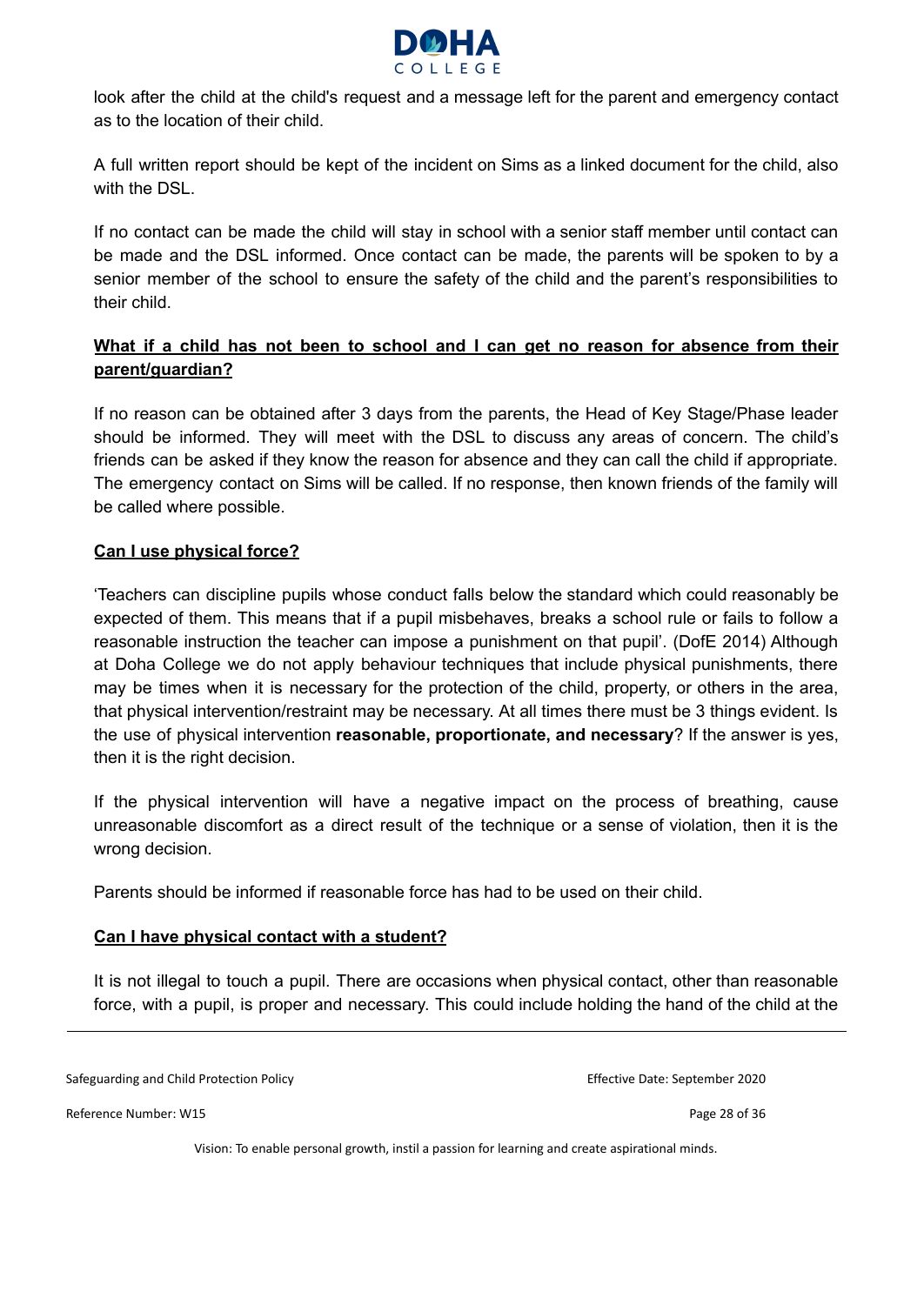look after the child at the child's request and a message left for the parent and emergency contact as to the location of their child.

A full written report should be kept of the incident on Sims as a linked document for the child, also with the DSL.

If no contact can be made the child will stay in school with a senior staff member until contact can be made and the DSL informed. Once contact can be made, the parents will be spoken to by a senior member of the school to ensure the safety of the child and the parent's responsibilities to their child.

**<u>What if a child has not been to school and I can get no reason for absence from their parent/guardian?</u>**

If no reason can be obtained after 3 days from the parents, the Head of Key Stage/Phase leader should be informed. They will meet with the DSL to discuss any areas of concern. The child's friends can be asked if they know the reason for absence and they can call the child if appropriate. The emergency contact on Sims will be called. If no response, then known friends of the family will be called where possible.

**<u>Can I use physical force?</u>**

'Teachers can discipline pupils whose conduct falls below the standard which could reasonably be expected of them. This means that if a pupil misbehaves, breaks a school rule or fails to follow a reasonable instruction the teacher can impose a punishment on that pupil'. (DofE 2014) Although at Doha College we do not apply behaviour techniques that include physical punishments, there may be times when it is necessary for the protection of the child, property, or others in the area, that physical intervention/restraint may be necessary. At all times there must be 3 things evident. Is the use of physical intervention **reasonable, proportionate, and necessary**? If the answer is yes, then it is the right decision.

If the physical intervention will have a negative impact on the process of breathing, cause unreasonable discomfort as a direct result of the technique or a sense of violation, then it is the wrong decision.

Parents should be informed if reasonable force has had to be used on their child.

**<u>Can I have physical contact with a student?</u>**

It is not illegal to touch a pupil. There are occasions when physical contact, other than reasonable force, with a pupil, is proper and necessary. This could include holding the hand of the child at the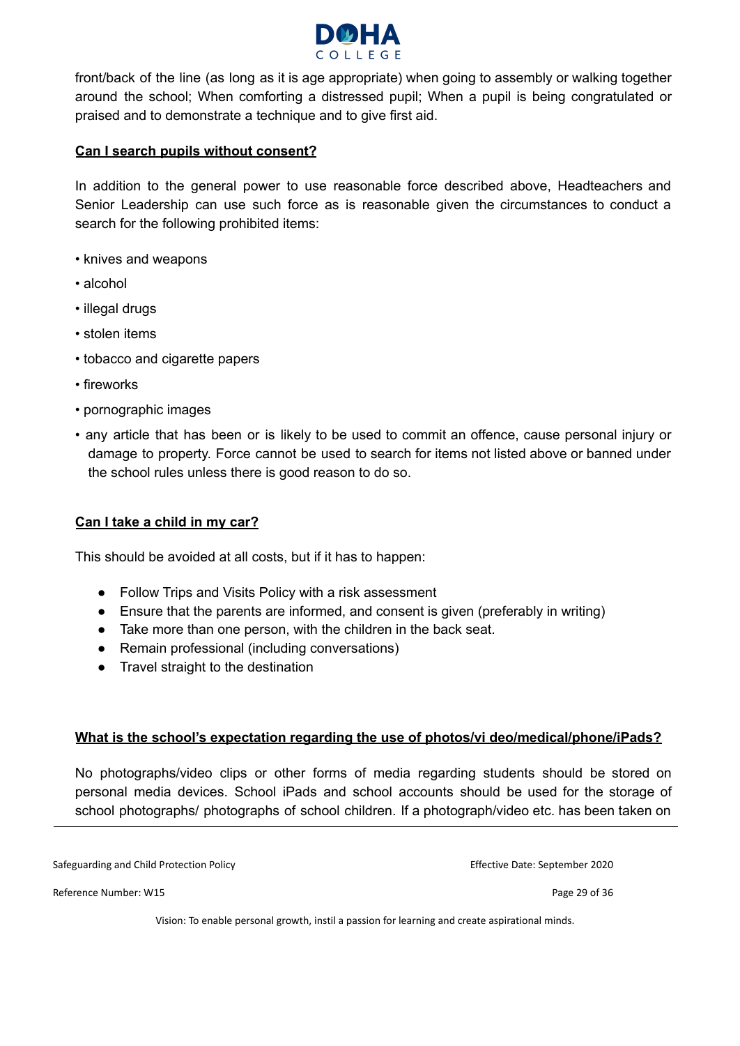front/back of the line (as long as it is age appropriate) when going to assembly or walking together around the school; When comforting a distressed pupil; When a pupil is being congratulated or praised and to demonstrate a technique and to give first aid.

**Can I search pupils without consent?**

In addition to the general power to use reasonable force described above, Headteachers and Senior Leadership can use such force as is reasonable given the circumstances to conduct a search for the following prohibited items:

- knives and weapons
- alcohol
- illegal drugs
- stolen items
- tobacco and cigarette papers
- fireworks
- pornographic images
- any article that has been or is likely to be used to commit an offence, cause personal injury or damage to property. Force cannot be used to search for items not listed above or banned under the school rules unless there is good reason to do so.

**Can I take a child in my car?**

This should be avoided at all costs, but if it has to happen:

- Follow Trips and Visits Policy with a risk assessment
- Ensure that the parents are informed, and consent is given (preferably in writing)
- Take more than one person, with the children in the back seat.
- Remain professional (including conversations)
- Travel straight to the destination

**What is the school's expectation regarding the use of photos/vi deo/medical/phone/iPads?**

No photographs/video clips or other forms of media regarding students should be stored on personal media devices. School iPads and school accounts should be used for the storage of school photographs/ photographs of school children. If a photograph/video etc. has been taken on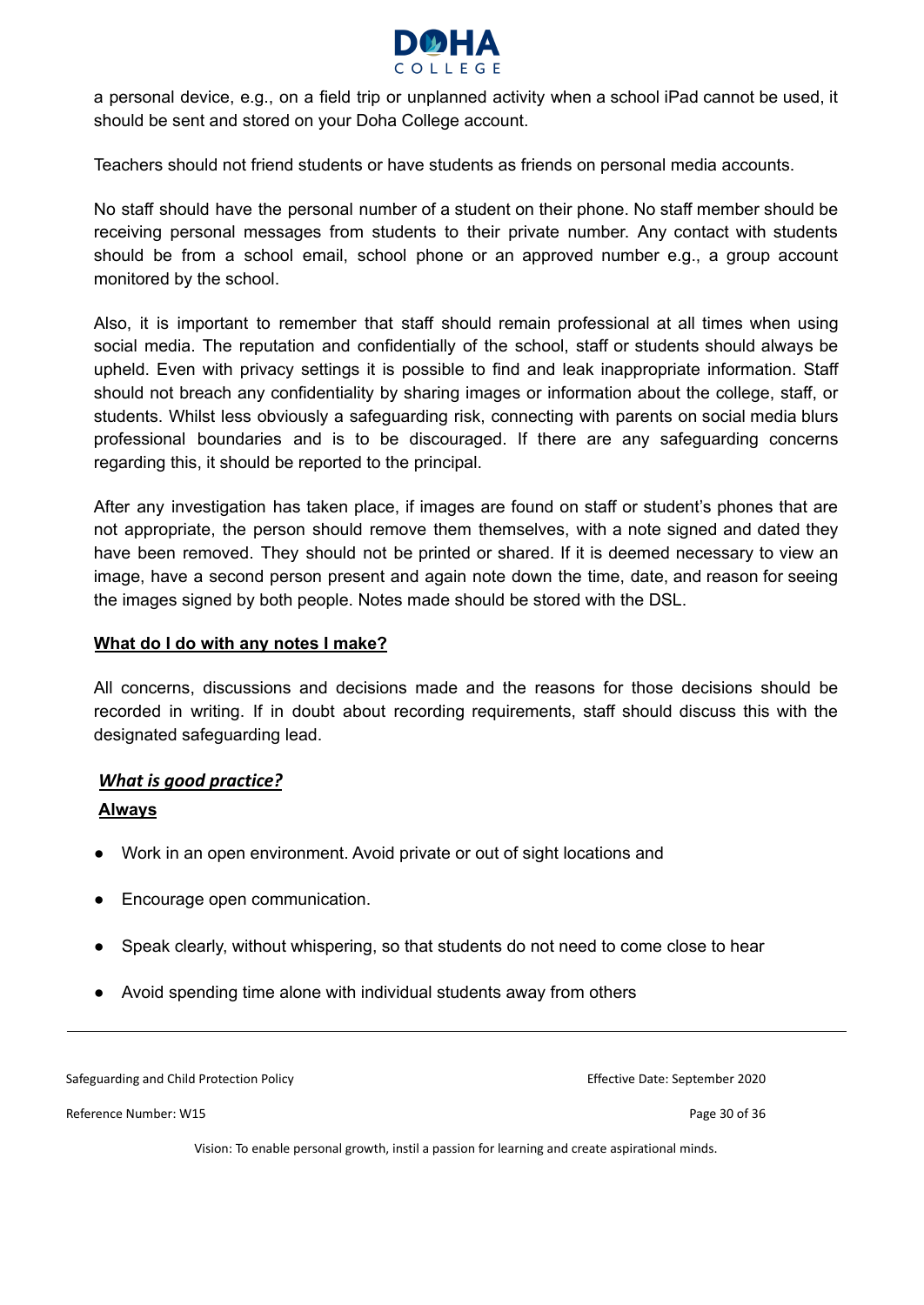a personal device, e.g., on a field trip or unplanned activity when a school iPad cannot be used, it should be sent and stored on your Doha College account.

Teachers should not friend students or have students as friends on personal media accounts.

No staff should have the personal number of a student on their phone. No staff member should be receiving personal messages from students to their private number. Any contact with students should be from a school email, school phone or an approved number e.g., a group account monitored by the school.

Also, it is important to remember that staff should remain professional at all times when using social media. The reputation and confidentially of the school, staff or students should always be upheld. Even with privacy settings it is possible to find and leak inappropriate information. Staff should not breach any confidentiality by sharing images or information about the college, staff, or students. Whilst less obviously a safeguarding risk, connecting with parents on social media blurs professional boundaries and is to be discouraged. If there are any safeguarding concerns regarding this, it should be reported to the principal.

After any investigation has taken place, if images are found on staff or student's phones that are not appropriate, the person should remove them themselves, with a note signed and dated they have been removed. They should not be printed or shared. If it is deemed necessary to view an image, have a second person present and again note down the time, date, and reason for seeing the images signed by both people. Notes made should be stored with the DSL.

**What do I do with any notes I make?**

All concerns, discussions and decisions made and the reasons for those decisions should be recorded in writing. If in doubt about recording requirements, staff should discuss this with the designated safeguarding lead.

***What is good practice?***

**Always**

- Work in an open environment. Avoid private or out of sight locations and
- Encourage open communication.
- Speak clearly, without whispering, so that students do not need to come close to hear
- Avoid spending time alone with individual students away from others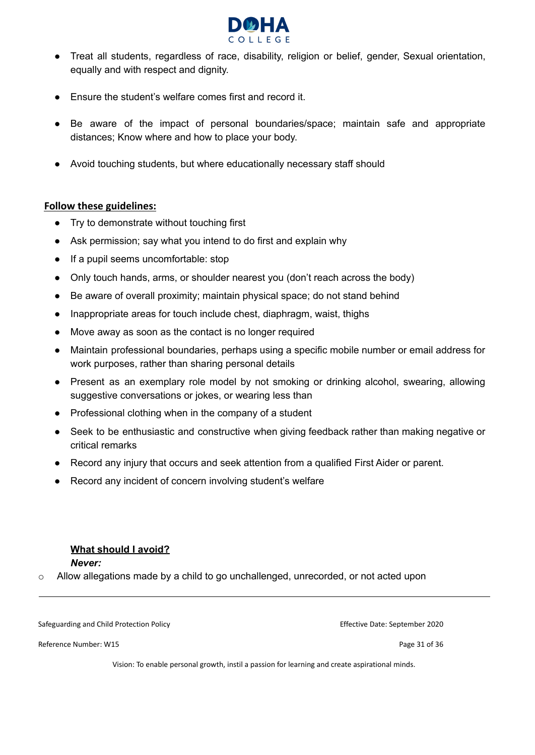- Treat all students, regardless of race, disability, religion or belief, gender, Sexual orientation, equally and with respect and dignity.

- Ensure the student's welfare comes first and record it.

- Be aware of the impact of personal boundaries/space; maintain safe and appropriate distances; Know where and how to place your body.

- Avoid touching students, but where educationally necessary staff should

**Follow these guidelines:**

- Try to demonstrate without touching first
- Ask permission; say what you intend to do first and explain why
- If a pupil seems uncomfortable: stop
- Only touch hands, arms, or shoulder nearest you (don't reach across the body)
- Be aware of overall proximity; maintain physical space; do not stand behind
- Inappropriate areas for touch include chest, diaphragm, waist, thighs
- Move away as soon as the contact is no longer required
- Maintain professional boundaries, perhaps using a specific mobile number or email address for work purposes, rather than sharing personal details
- Present as an exemplary role model by not smoking or drinking alcohol, swearing, allowing suggestive conversations or jokes, or wearing less than
- Professional clothing when in the company of a student
- Seek to be enthusiastic and constructive when giving feedback rather than making negative or critical remarks
- Record any injury that occurs and seek attention from a qualified First Aider or parent.
- Record any incident of concern involving student's welfare

**What should I avoid?**

***Never:***

- Allow allegations made by a child to go unchallenged, unrecorded, or not acted upon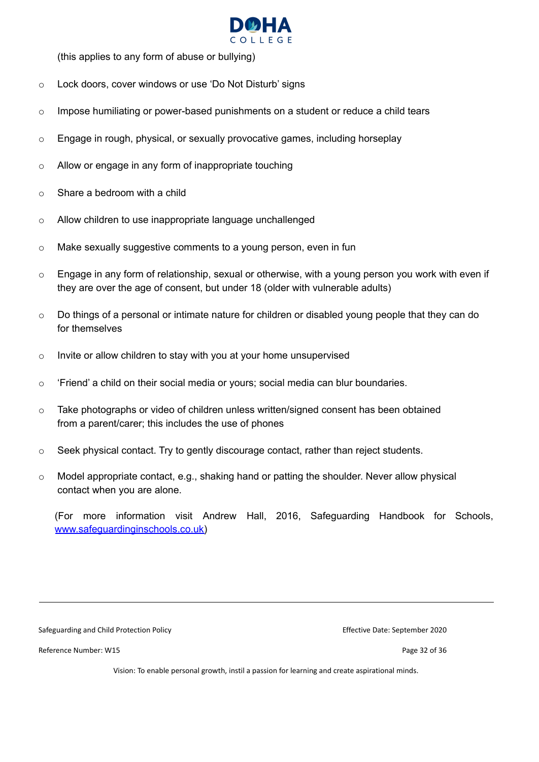(this applies to any form of abuse or bullying)

- Lock doors, cover windows or use 'Do Not Disturb' signs
- Impose humiliating or power-based punishments on a student or reduce a child tears
- Engage in rough, physical, or sexually provocative games, including horseplay
- Allow or engage in any form of inappropriate touching
- Share a bedroom with a child
- Allow children to use inappropriate language unchallenged
- Make sexually suggestive comments to a young person, even in fun
- Engage in any form of relationship, sexual or otherwise, with a young person you work with even if they are over the age of consent, but under 18 (older with vulnerable adults)
- Do things of a personal or intimate nature for children or disabled young people that they can do for themselves
- Invite or allow children to stay with you at your home unsupervised
- 'Friend' a child on their social media or yours; social media can blur boundaries.
- Take photographs or video of children unless written/signed consent has been obtained from a parent/carer; this includes the use of phones
- Seek physical contact. Try to gently discourage contact, rather than reject students.
- Model appropriate contact, e.g., shaking hand or patting the shoulder. Never allow physical contact when you are alone.

(For more information visit Andrew Hall, 2016, Safeguarding Handbook for Schools, [www.safeguardinginschools.co.uk](http://www.safeguardinginschools.co.uk))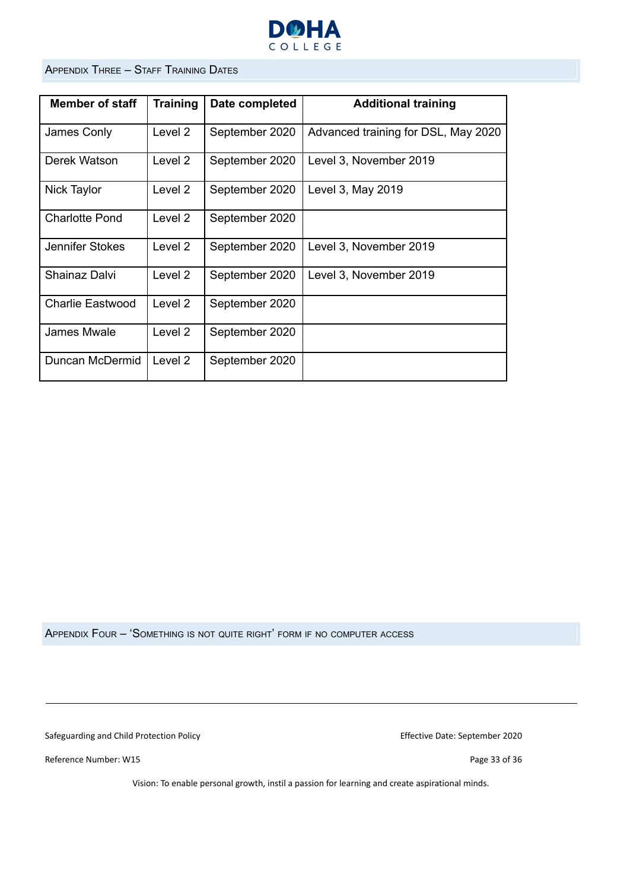## Appendix Three – Staff Training Dates

| Member of staff | Training | Date completed | Additional training |
|---|---|---|---|
| James Conly | Level 2 | September 2020 | Advanced training for DSL, May 2020 |
| Derek Watson | Level 2 | September 2020 | Level 3, November 2019 |
| Nick Taylor | Level 2 | September 2020 | Level 3, May 2019 |
| Charlotte Pond | Level 2 | September 2020 | |
| Jennifer Stokes | Level 2 | September 2020 | Level 3, November 2019 |
| Shainaz Dalvi | Level 2 | September 2020 | Level 3, November 2019 |
| Charlie Eastwood | Level 2 | September 2020 | |
| James Mwale | Level 2 | September 2020 | |
| Duncan McDermid | Level 2 | September 2020 | |

## Appendix Four – 'Something is not quite right' form if no computer access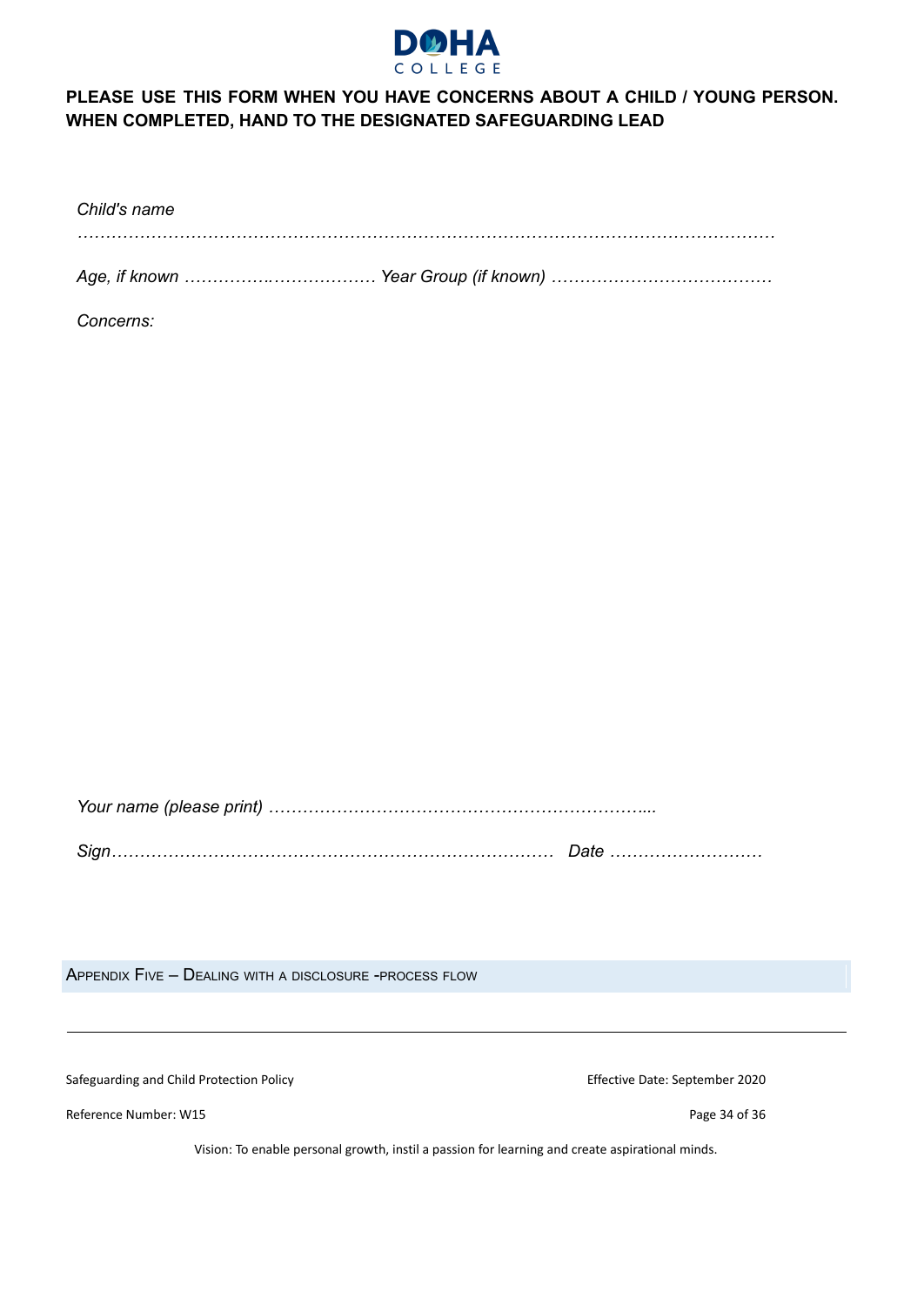DOHA COLLEGE

**PLEASE USE THIS FORM WHEN YOU HAVE CONCERNS ABOUT A CHILD / YOUNG PERSON. WHEN COMPLETED, HAND TO THE DESIGNATED SAFEGUARDING LEAD**

*Child's name*

*………………………………………………………………………………………………………………*

*Age, if known ……………..………………. Year Group (if known) …………………………………*

*Concerns:*

*Your name (please print) …………………………………………………………...*

*Sign……………………………………………………………………  Date ………………………*

## Appendix Five – Dealing with a disclosure -process flow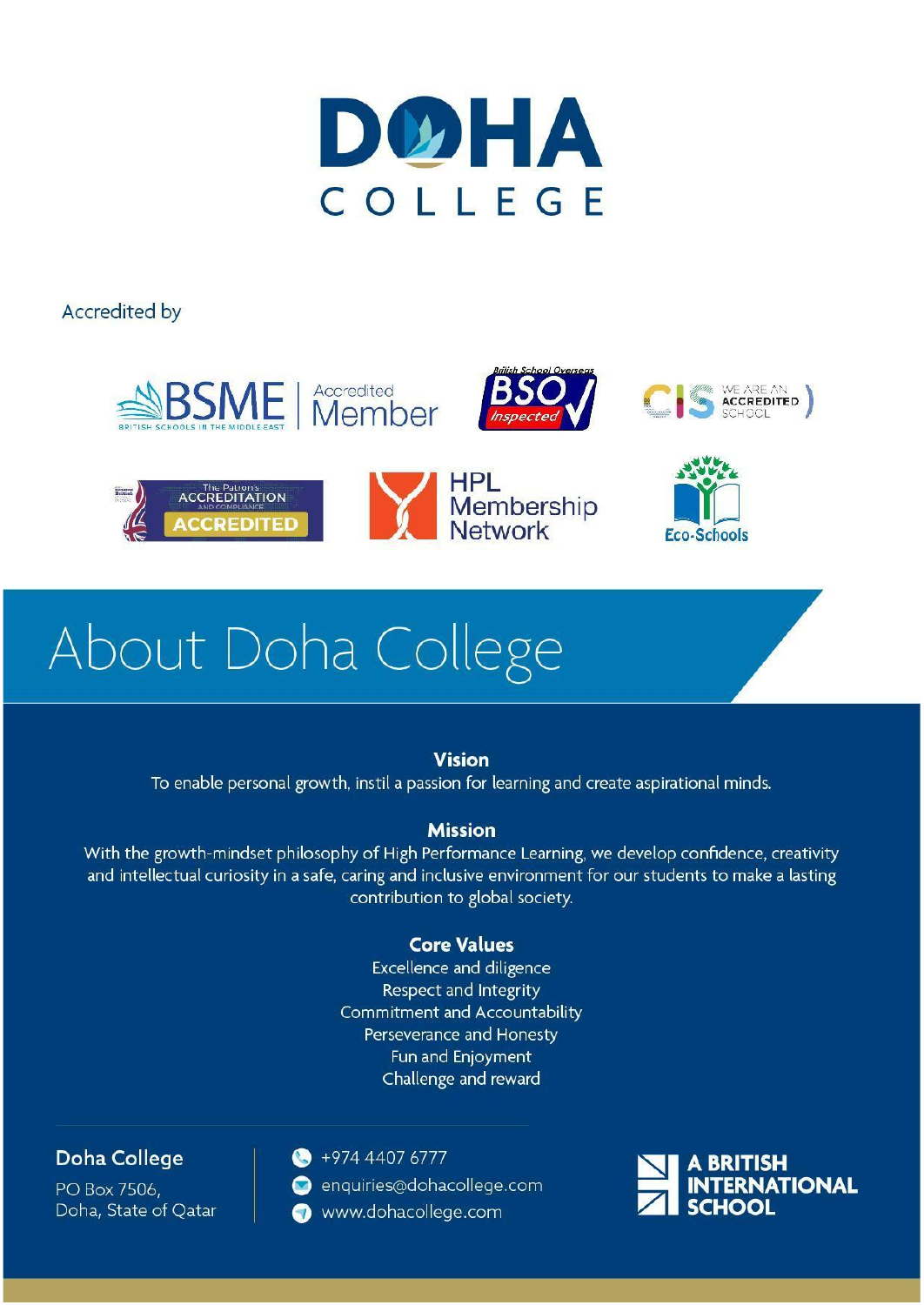# DOHA COLLEGE

Accredited by

BSME | Accredited Member

BRITISH SCHOOLS IN THE MIDDLE EAST

British School Overseas BSO Inspected

CIS WE ARE AN ACCREDITED SCHOOL

The Patrons ACCREDITATION AND COMPLIANCE ACCREDITED

HPL Membership Network

Eco-Schools

# About Doha College

**Vision**

To enable personal growth, instil a passion for learning and create aspirational minds.

**Mission**

With the growth-mindset philosophy of High Performance Learning, we develop confidence, creativity and intellectual curiosity in a safe, caring and inclusive environment for our students to make a lasting contribution to global society.

**Core Values**

Excellence and diligence
Respect and Integrity
Commitment and Accountability
Perseverance and Honesty
Fun and Enjoyment
Challenge and reward

**Doha College**

PO Box 7506,
Doha, State of Qatar

+974 4407 6777
enquiries@dohacollege.com
www.dohacollege.com

A BRITISH INTERNATIONAL SCHOOL